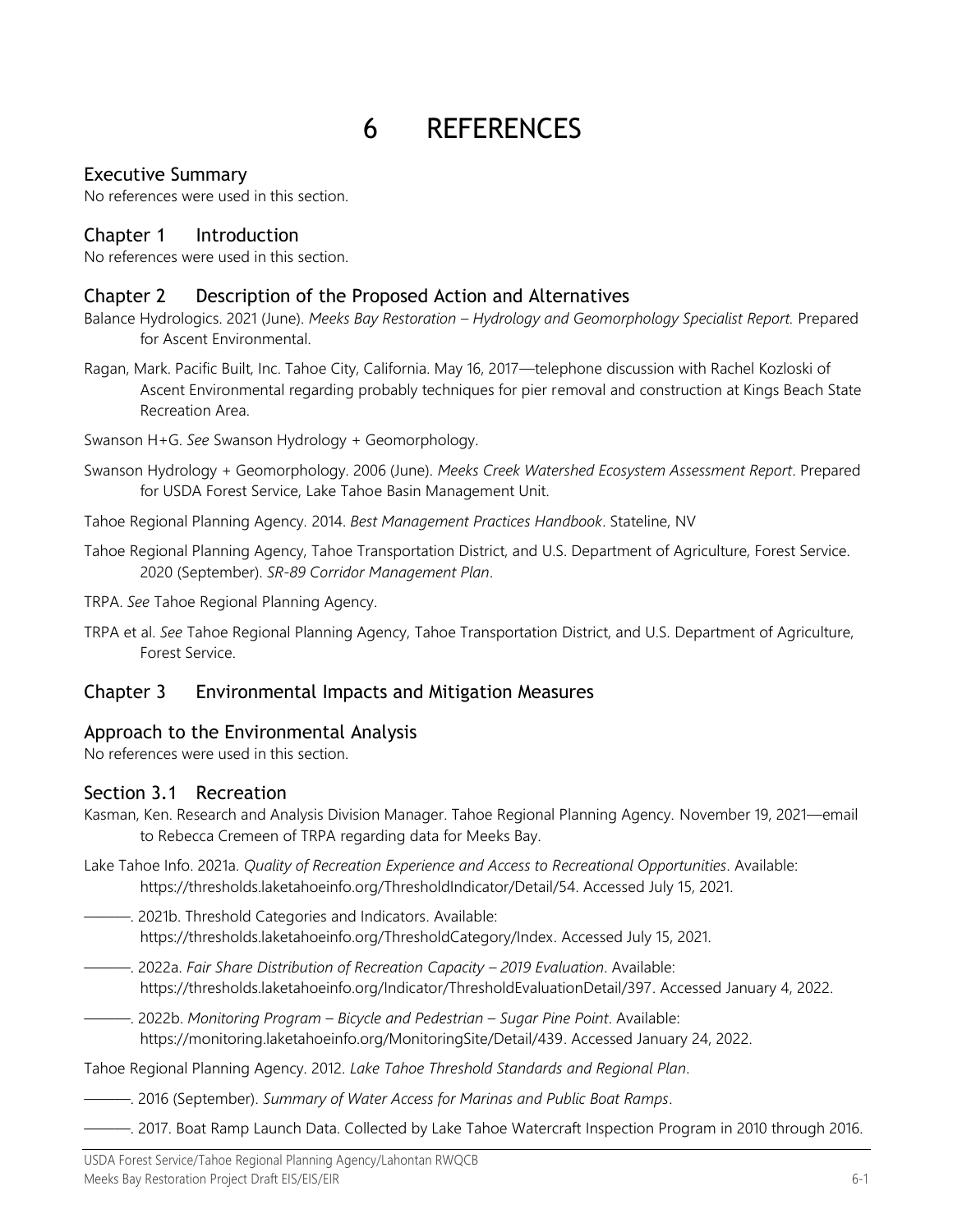# 6 REFERENCES

## Executive Summary

No references were used in this section.

## Chapter 1 Introduction

No references were used in this section.

## Chapter 2 Description of the Proposed Action and Alternatives

Balance Hydrologics. 2021 (June). *Meeks Bay Restoration – Hydrology and Geomorphology Specialist Report.* Prepared for Ascent Environmental.

Ragan, Mark. Pacific Built, Inc. Tahoe City, California. May 16, 2017—telephone discussion with Rachel Kozloski of Ascent Environmental regarding probably techniques for pier removal and construction at Kings Beach State Recreation Area.

Swanson H+G. *See* Swanson Hydrology + Geomorphology.

Swanson Hydrology + Geomorphology. 2006 (June). *Meeks Creek Watershed Ecosystem Assessment Report*. Prepared for USDA Forest Service, Lake Tahoe Basin Management Unit.

Tahoe Regional Planning Agency. 2014. *Best Management Practices Handbook*. Stateline, NV

Tahoe Regional Planning Agency, Tahoe Transportation District, and U.S. Department of Agriculture, Forest Service. 2020 (September). *SR-89 Corridor Management Plan*.

TRPA. *See* Tahoe Regional Planning Agency.

TRPA et al. *See* Tahoe Regional Planning Agency, Tahoe Transportation District, and U.S. Department of Agriculture, Forest Service.

## Chapter 3 Environmental Impacts and Mitigation Measures

## Approach to the Environmental Analysis

No references were used in this section.

## Section 3.1 Recreation

Kasman, Ken. Research and Analysis Division Manager. Tahoe Regional Planning Agency. November 19, 2021—email to Rebecca Cremeen of TRPA regarding data for Meeks Bay.

Lake Tahoe Info. 2021a. *Quality of Recreation Experience and Access to Recreational Opportunities*. Available: https://thresholds.laketahoeinfo.org/ThresholdIndicator/Detail/54. Accessed July 15, 2021.

———. 2021b. Threshold Categories and Indicators. Available: https://thresholds.laketahoeinfo.org/ThresholdCategory/Index. Accessed July 15, 2021.

———. 2022a. *Fair Share Distribution of Recreation Capacity – 2019 Evaluation*. Available: https://thresholds.laketahoeinfo.org/Indicator/ThresholdEvaluationDetail/397. Accessed January 4, 2022.

———. 2022b. *Monitoring Program – Bicycle and Pedestrian – Sugar Pine Point*. Available: https://monitoring.laketahoeinfo.org/MonitoringSite/Detail/439. Accessed January 24, 2022.

Tahoe Regional Planning Agency. 2012. *Lake Tahoe Threshold Standards and Regional Plan*.

———. 2016 (September). *Summary of Water Access for Marinas and Public Boat Ramps*.

———. 2017. Boat Ramp Launch Data. Collected by Lake Tahoe Watercraft Inspection Program in 2010 through 2016.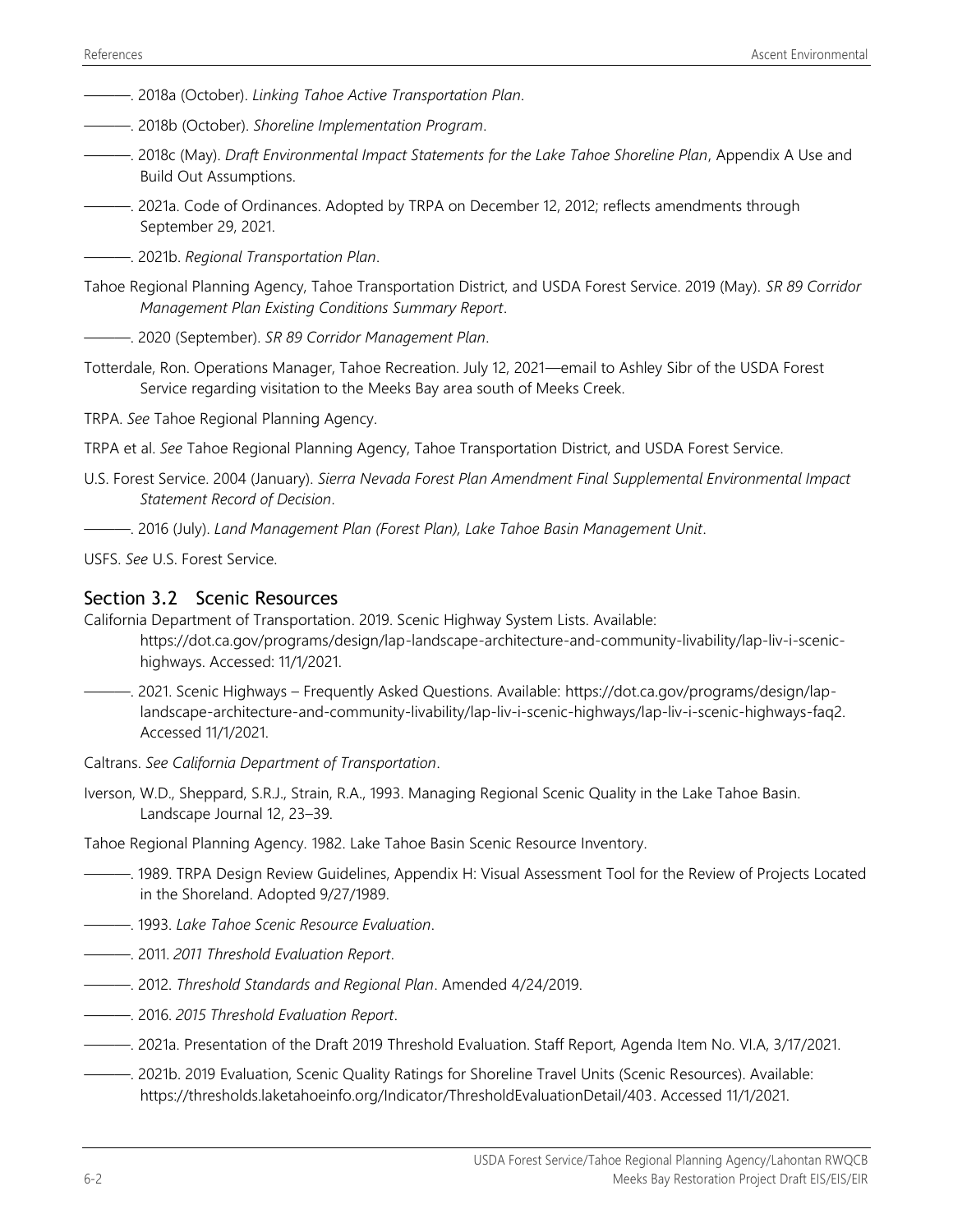———. 2018a (October). *Linking Tahoe Active Transportation Plan*.

———. 2018b (October). *Shoreline Implementation Program*.

———. 2018c (May). *Draft Environmental Impact Statements for the Lake Tahoe Shoreline Plan*, Appendix A Use and Build Out Assumptions.

———. 2021a. Code of Ordinances. Adopted by TRPA on December 12, 2012; reflects amendments through September 29, 2021.

———. 2021b. *Regional Transportation Plan*.

Tahoe Regional Planning Agency, Tahoe Transportation District, and USDA Forest Service. 2019 (May). *SR 89 Corridor Management Plan Existing Conditions Summary Report*.

———. 2020 (September). *SR 89 Corridor Management Plan*.

Totterdale, Ron. Operations Manager, Tahoe Recreation. July 12, 2021—email to Ashley Sibr of the USDA Forest Service regarding visitation to the Meeks Bay area south of Meeks Creek.

TRPA. *See* Tahoe Regional Planning Agency.

TRPA et al. *See* Tahoe Regional Planning Agency, Tahoe Transportation District, and USDA Forest Service.

U.S. Forest Service. 2004 (January). *Sierra Nevada Forest Plan Amendment Final Supplemental Environmental Impact Statement Record of Decision*.

———. 2016 (July). *Land Management Plan (Forest Plan), Lake Tahoe Basin Management Unit*.

USFS. *See* U.S. Forest Service.

## Section 3.2 Scenic Resources

California Department of Transportation. 2019. Scenic Highway System Lists. Available: https://dot.ca.gov/programs/design/lap-landscape-architecture-and-community-livability/lap-liv-i-scenic-highways. Accessed: 11/1/2021.

———. 2021. Scenic Highways – Frequently Asked Questions. Available: https://dot.ca.gov/programs/design/lap-landscape-architecture-and-community-livability/lap-liv-i-scenic-highways/lap-liv-i-scenic-highways-faq2. Accessed 11/1/2021.

Caltrans. *See California Department of Transportation*.

Iverson, W.D., Sheppard, S.R.J., Strain, R.A., 1993. Managing Regional Scenic Quality in the Lake Tahoe Basin. Landscape Journal 12, 23–39.

Tahoe Regional Planning Agency. 1982. Lake Tahoe Basin Scenic Resource Inventory.

———. 1989. TRPA Design Review Guidelines, Appendix H: Visual Assessment Tool for the Review of Projects Located in the Shoreland. Adopted 9/27/1989.

———. 1993. *Lake Tahoe Scenic Resource Evaluation*.

———. 2011. *2011 Threshold Evaluation Report*.

———. 2012. *Threshold Standards and Regional Plan*. Amended 4/24/2019.

———. 2016. *2015 Threshold Evaluation Report*.

———. 2021a. Presentation of the Draft 2019 Threshold Evaluation. Staff Report, Agenda Item No. VI.A, 3/17/2021.

———. 2021b. 2019 Evaluation, Scenic Quality Ratings for Shoreline Travel Units (Scenic Resources). Available: https://thresholds.laketahoeinfo.org/Indicator/ThresholdEvaluationDetail/403. Accessed 11/1/2021.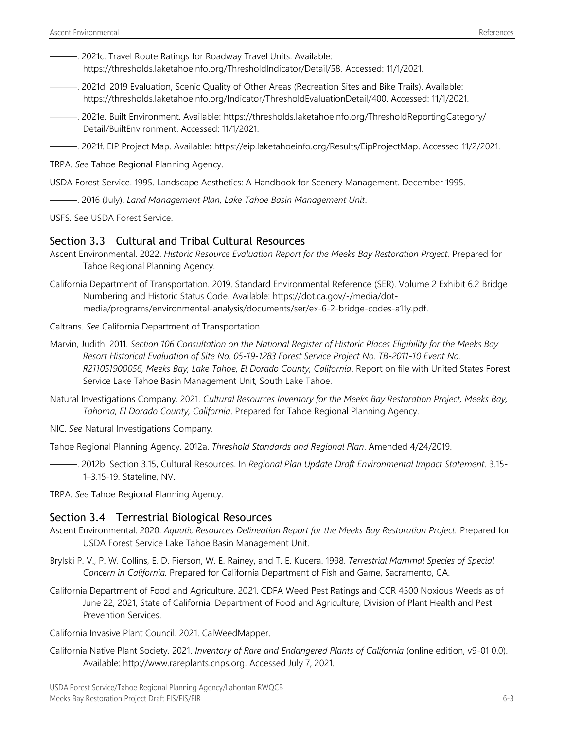———. 2021c. Travel Route Ratings for Roadway Travel Units. Available: https://thresholds.laketahoeinfo.org/ThresholdIndicator/Detail/58. Accessed: 11/1/2021.

———. 2021d. 2019 Evaluation, Scenic Quality of Other Areas (Recreation Sites and Bike Trails). Available: https://thresholds.laketahoeinfo.org/Indicator/ThresholdEvaluationDetail/400. Accessed: 11/1/2021.

———. 2021e. Built Environment. Available: https://thresholds.laketahoeinfo.org/ThresholdReportingCategory/Detail/BuiltEnvironment. Accessed: 11/1/2021.

———. 2021f. EIP Project Map. Available: https://eip.laketahoeinfo.org/Results/EipProjectMap. Accessed 11/2/2021.

TRPA. *See* Tahoe Regional Planning Agency.

USDA Forest Service. 1995. Landscape Aesthetics: A Handbook for Scenery Management. December 1995.

———. 2016 (July). *Land Management Plan, Lake Tahoe Basin Management Unit*.

USFS. See USDA Forest Service.

## Section 3.3 Cultural and Tribal Cultural Resources

Ascent Environmental. 2022. *Historic Resource Evaluation Report for the Meeks Bay Restoration Project*. Prepared for Tahoe Regional Planning Agency.

California Department of Transportation. 2019. Standard Environmental Reference (SER). Volume 2 Exhibit 6.2 Bridge Numbering and Historic Status Code. Available: https://dot.ca.gov/-/media/dot-media/programs/environmental-analysis/documents/ser/ex-6-2-bridge-codes-a11y.pdf.

Caltrans. *See* California Department of Transportation.

Marvin, Judith. 2011. *Section 106 Consultation on the National Register of Historic Places Eligibility for the Meeks Bay Resort Historical Evaluation of Site No. 05-19-1283 Forest Service Project No. TB-2011-10 Event No. R211051900056, Meeks Bay, Lake Tahoe, El Dorado County, California*. Report on file with United States Forest Service Lake Tahoe Basin Management Unit, South Lake Tahoe.

Natural Investigations Company. 2021. *Cultural Resources Inventory for the Meeks Bay Restoration Project, Meeks Bay, Tahoma, El Dorado County, California*. Prepared for Tahoe Regional Planning Agency.

NIC. *See* Natural Investigations Company.

Tahoe Regional Planning Agency. 2012a. *Threshold Standards and Regional Plan*. Amended 4/24/2019.

———. 2012b. Section 3.15, Cultural Resources. In *Regional Plan Update Draft Environmental Impact Statement*. 3.15-1–3.15-19. Stateline, NV.

TRPA. *See* Tahoe Regional Planning Agency.

## Section 3.4 Terrestrial Biological Resources

Ascent Environmental. 2020. *Aquatic Resources Delineation Report for the Meeks Bay Restoration Project.* Prepared for USDA Forest Service Lake Tahoe Basin Management Unit.

Brylski P. V., P. W. Collins, E. D. Pierson, W. E. Rainey, and T. E. Kucera. 1998. *Terrestrial Mammal Species of Special Concern in California.* Prepared for California Department of Fish and Game, Sacramento, CA.

California Department of Food and Agriculture. 2021. CDFA Weed Pest Ratings and CCR 4500 Noxious Weeds as of June 22, 2021, State of California, Department of Food and Agriculture, Division of Plant Health and Pest Prevention Services.

California Invasive Plant Council. 2021. CalWeedMapper.

California Native Plant Society. 2021. *Inventory of Rare and Endangered Plants of California* (online edition, v9-01 0.0). Available: http://www.rareplants.cnps.org. Accessed July 7, 2021.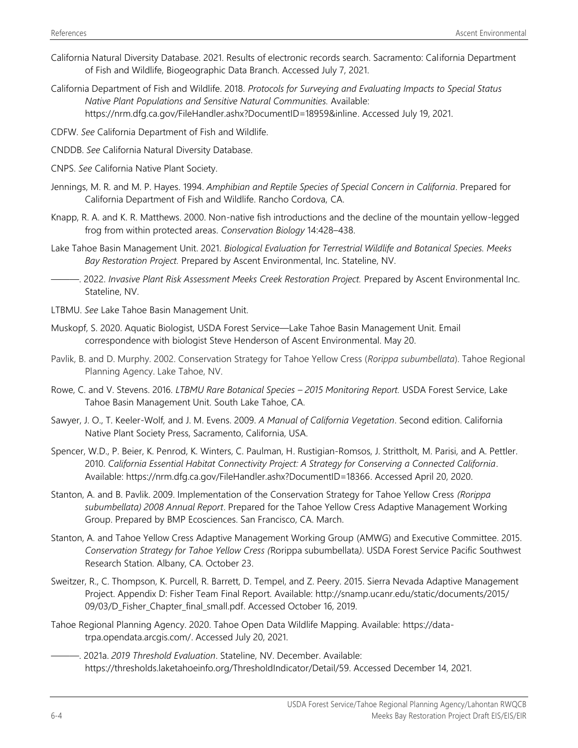California Natural Diversity Database. 2021. Results of electronic records search. Sacramento: California Department of Fish and Wildlife, Biogeographic Data Branch. Accessed July 7, 2021.

California Department of Fish and Wildlife. 2018. *Protocols for Surveying and Evaluating Impacts to Special Status Native Plant Populations and Sensitive Natural Communities.* Available: https://nrm.dfg.ca.gov/FileHandler.ashx?DocumentID=18959&inline. Accessed July 19, 2021.

CDFW. *See* California Department of Fish and Wildlife.

CNDDB. *See* California Natural Diversity Database.

CNPS. *See* California Native Plant Society.

Jennings, M. R. and M. P. Hayes. 1994. *Amphibian and Reptile Species of Special Concern in California*. Prepared for California Department of Fish and Wildlife. Rancho Cordova, CA.

Knapp, R. A. and K. R. Matthews. 2000. Non-native fish introductions and the decline of the mountain yellow-legged frog from within protected areas. *Conservation Biology* 14:428–438.

Lake Tahoe Basin Management Unit. 2021. *Biological Evaluation for Terrestrial Wildlife and Botanical Species. Meeks Bay Restoration Project.* Prepared by Ascent Environmental, Inc. Stateline, NV.

———. 2022. *Invasive Plant Risk Assessment Meeks Creek Restoration Project.* Prepared by Ascent Environmental Inc. Stateline, NV.

LTBMU. *See* Lake Tahoe Basin Management Unit.

Muskopf, S. 2020. Aquatic Biologist, USDA Forest Service—Lake Tahoe Basin Management Unit. Email correspondence with biologist Steve Henderson of Ascent Environmental. May 20.

Pavlik, B. and D. Murphy. 2002. Conservation Strategy for Tahoe Yellow Cress (*Rorippa subumbellata*). Tahoe Regional Planning Agency. Lake Tahoe, NV.

Rowe, C. and V. Stevens. 2016. *LTBMU Rare Botanical Species – 2015 Monitoring Report.* USDA Forest Service, Lake Tahoe Basin Management Unit. South Lake Tahoe, CA.

Sawyer, J. O., T. Keeler-Wolf, and J. M. Evens. 2009. *A Manual of California Vegetation*. Second edition. California Native Plant Society Press, Sacramento, California, USA.

Spencer, W.D., P. Beier, K. Penrod, K. Winters, C. Paulman, H. Rustigian-Romsos, J. Strittholt, M. Parisi, and A. Pettler. 2010. *California Essential Habitat Connectivity Project: A Strategy for Conserving a Connected California*. Available: https://nrm.dfg.ca.gov/FileHandler.ashx?DocumentID=18366. Accessed April 20, 2020.

Stanton, A. and B. Pavlik. 2009. Implementation of the Conservation Strategy for Tahoe Yellow Cress *(Rorippa subumbellata) 2008 Annual Report*. Prepared for the Tahoe Yellow Cress Adaptive Management Working Group. Prepared by BMP Ecosciences. San Francisco, CA. March.

Stanton, A. and Tahoe Yellow Cress Adaptive Management Working Group (AMWG) and Executive Committee. 2015. *Conservation Strategy for Tahoe Yellow Cress (*Rorippa subumbellata*)*. USDA Forest Service Pacific Southwest Research Station. Albany, CA. October 23.

Sweitzer, R., C. Thompson, K. Purcell, R. Barrett, D. Tempel, and Z. Peery. 2015. Sierra Nevada Adaptive Management Project. Appendix D: Fisher Team Final Report. Available: http://snamp.ucanr.edu/static/documents/2015/09/03/D_Fisher_Chapter_final_small.pdf. Accessed October 16, 2019.

Tahoe Regional Planning Agency. 2020. Tahoe Open Data Wildlife Mapping. Available: https://data-trpa.opendata.arcgis.com/. Accessed July 20, 2021.

———. 2021a. *2019 Threshold Evaluation*. Stateline, NV. December. Available: https://thresholds.laketahoeinfo.org/ThresholdIndicator/Detail/59. Accessed December 14, 2021.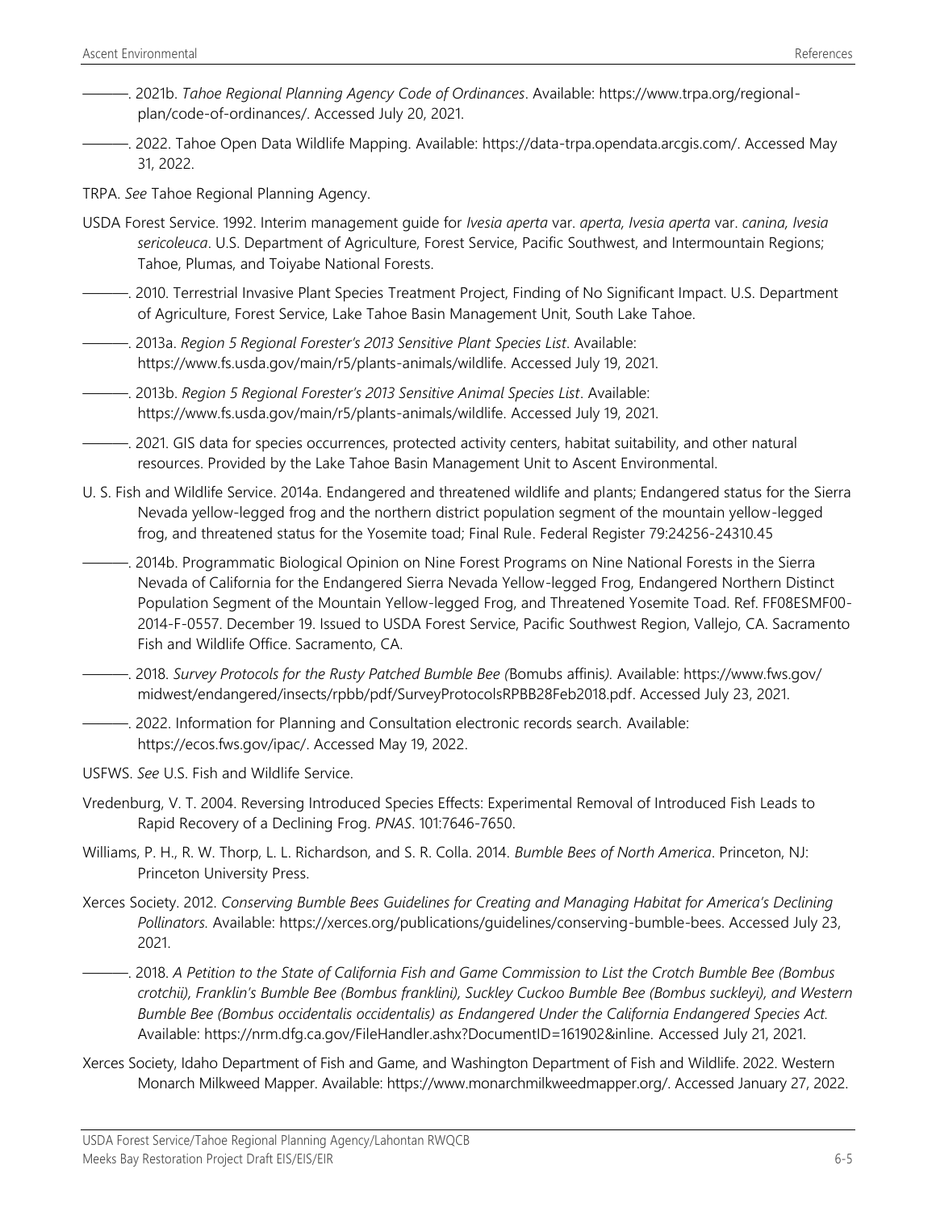———. 2021b. *Tahoe Regional Planning Agency Code of Ordinances*. Available: https://www.trpa.org/regional-plan/code-of-ordinances/. Accessed July 20, 2021.

———. 2022. Tahoe Open Data Wildlife Mapping. Available: https://data-trpa.opendata.arcgis.com/. Accessed May 31, 2022.

TRPA. *See* Tahoe Regional Planning Agency.

USDA Forest Service. 1992. Interim management guide for *Ivesia aperta* var. *aperta, Ivesia aperta* var. *canina, Ivesia sericoleuca*. U.S. Department of Agriculture, Forest Service, Pacific Southwest, and Intermountain Regions; Tahoe, Plumas, and Toiyabe National Forests.

———. 2010. Terrestrial Invasive Plant Species Treatment Project, Finding of No Significant Impact. U.S. Department of Agriculture, Forest Service, Lake Tahoe Basin Management Unit, South Lake Tahoe.

———. 2013a. *Region 5 Regional Forester's 2013 Sensitive Plant Species List*. Available: https://www.fs.usda.gov/main/r5/plants-animals/wildlife. Accessed July 19, 2021.

———. 2013b. *Region 5 Regional Forester's 2013 Sensitive Animal Species List*. Available: https://www.fs.usda.gov/main/r5/plants-animals/wildlife. Accessed July 19, 2021.

———. 2021. GIS data for species occurrences, protected activity centers, habitat suitability, and other natural resources. Provided by the Lake Tahoe Basin Management Unit to Ascent Environmental.

U. S. Fish and Wildlife Service. 2014a. Endangered and threatened wildlife and plants; Endangered status for the Sierra Nevada yellow-legged frog and the northern district population segment of the mountain yellow-legged frog, and threatened status for the Yosemite toad; Final Rule. Federal Register 79:24256-24310.45

———. 2014b. Programmatic Biological Opinion on Nine Forest Programs on Nine National Forests in the Sierra Nevada of California for the Endangered Sierra Nevada Yellow-legged Frog, Endangered Northern Distinct Population Segment of the Mountain Yellow-legged Frog, and Threatened Yosemite Toad. Ref. FF08ESMF00-2014-F-0557. December 19. Issued to USDA Forest Service, Pacific Southwest Region, Vallejo, CA. Sacramento Fish and Wildlife Office. Sacramento, CA.

———. 2018. *Survey Protocols for the Rusty Patched Bumble Bee (*Bomubs affinis*).* Available: https://www.fws.gov/midwest/endangered/insects/rpbb/pdf/SurveyProtocolsRPBB28Feb2018.pdf. Accessed July 23, 2021.

———. 2022. Information for Planning and Consultation electronic records search. Available: https://ecos.fws.gov/ipac/. Accessed May 19, 2022.

USFWS. *See* U.S. Fish and Wildlife Service.

Vredenburg, V. T. 2004. Reversing Introduced Species Effects: Experimental Removal of Introduced Fish Leads to Rapid Recovery of a Declining Frog. *PNAS*. 101:7646-7650.

Williams, P. H., R. W. Thorp, L. L. Richardson, and S. R. Colla. 2014. *Bumble Bees of North America*. Princeton, NJ: Princeton University Press.

Xerces Society. 2012. *Conserving Bumble Bees Guidelines for Creating and Managing Habitat for America's Declining Pollinators.* Available: https://xerces.org/publications/guidelines/conserving-bumble-bees. Accessed July 23, 2021.

———. 2018. *A Petition to the State of California Fish and Game Commission to List the Crotch Bumble Bee (Bombus crotchii), Franklin's Bumble Bee (Bombus franklini), Suckley Cuckoo Bumble Bee (Bombus suckleyi), and Western Bumble Bee (Bombus occidentalis occidentalis) as Endangered Under the California Endangered Species Act.* Available: https://nrm.dfg.ca.gov/FileHandler.ashx?DocumentID=161902&inline. Accessed July 21, 2021.

Xerces Society, Idaho Department of Fish and Game, and Washington Department of Fish and Wildlife. 2022. Western Monarch Milkweed Mapper. Available: https://www.monarchmilkweedmapper.org/. Accessed January 27, 2022.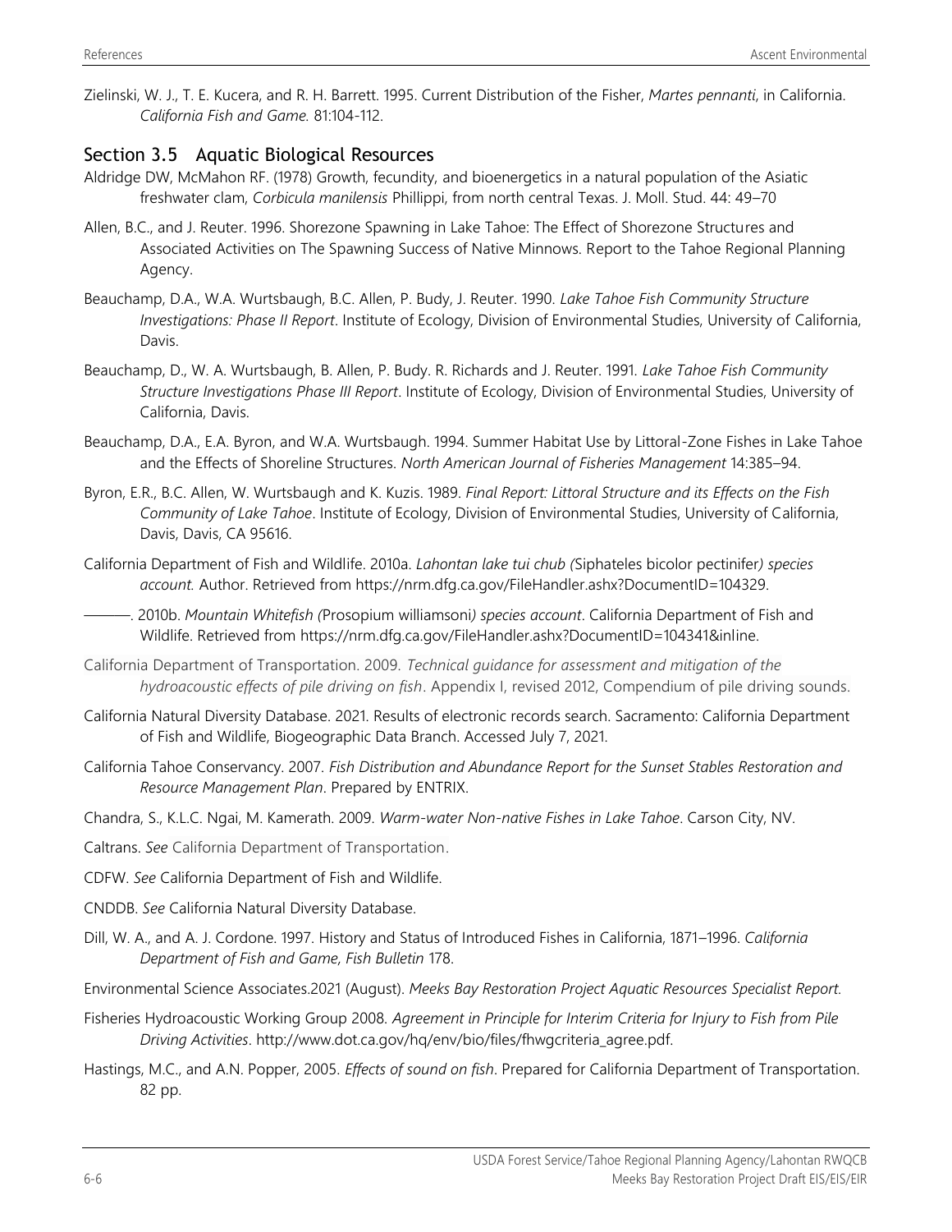Zielinski, W. J., T. E. Kucera, and R. H. Barrett. 1995. Current Distribution of the Fisher, *Martes pennanti*, in California. *California Fish and Game.* 81:104-112.

## Section 3.5 Aquatic Biological Resources

Aldridge DW, McMahon RF. (1978) Growth, fecundity, and bioenergetics in a natural population of the Asiatic freshwater clam, *Corbicula manilensis* Phillippi, from north central Texas. J. Moll. Stud. 44: 49–70

Allen, B.C., and J. Reuter. 1996. Shorezone Spawning in Lake Tahoe: The Effect of Shorezone Structures and Associated Activities on The Spawning Success of Native Minnows. Report to the Tahoe Regional Planning Agency.

Beauchamp, D.A., W.A. Wurtsbaugh, B.C. Allen, P. Budy, J. Reuter. 1990. *Lake Tahoe Fish Community Structure Investigations: Phase II Report*. Institute of Ecology, Division of Environmental Studies, University of California, Davis.

Beauchamp, D., W. A. Wurtsbaugh, B. Allen, P. Budy. R. Richards and J. Reuter. 1991. *Lake Tahoe Fish Community Structure Investigations Phase III Report*. Institute of Ecology, Division of Environmental Studies, University of California, Davis.

Beauchamp, D.A., E.A. Byron, and W.A. Wurtsbaugh. 1994. Summer Habitat Use by Littoral-Zone Fishes in Lake Tahoe and the Effects of Shoreline Structures. *North American Journal of Fisheries Management* 14:385–94.

Byron, E.R., B.C. Allen, W. Wurtsbaugh and K. Kuzis. 1989. *Final Report: Littoral Structure and its Effects on the Fish Community of Lake Tahoe*. Institute of Ecology, Division of Environmental Studies, University of California, Davis, Davis, CA 95616.

California Department of Fish and Wildlife. 2010a. *Lahontan lake tui chub (*Siphateles bicolor pectinifer*) species account.* Author. Retrieved from https://nrm.dfg.ca.gov/FileHandler.ashx?DocumentID=104329.

———. 2010b. *Mountain Whitefish (*Prosopium williamsoni*) species account*. California Department of Fish and Wildlife. Retrieved from https://nrm.dfg.ca.gov/FileHandler.ashx?DocumentID=104341&inline.

California Department of Transportation. 2009. *Technical guidance for assessment and mitigation of the hydroacoustic effects of pile driving on fish*. Appendix I, revised 2012, Compendium of pile driving sounds.

California Natural Diversity Database. 2021. Results of electronic records search. Sacramento: California Department of Fish and Wildlife, Biogeographic Data Branch. Accessed July 7, 2021.

California Tahoe Conservancy. 2007. *Fish Distribution and Abundance Report for the Sunset Stables Restoration and Resource Management Plan*. Prepared by ENTRIX.

Chandra, S., K.L.C. Ngai, M. Kamerath. 2009. *Warm-water Non-native Fishes in Lake Tahoe*. Carson City, NV.

Caltrans. *See* California Department of Transportation.

CDFW. *See* California Department of Fish and Wildlife.

CNDDB. *See* California Natural Diversity Database.

Dill, W. A., and A. J. Cordone. 1997. History and Status of Introduced Fishes in California, 1871–1996. *California Department of Fish and Game, Fish Bulletin* 178.

Environmental Science Associates.2021 (August). *Meeks Bay Restoration Project Aquatic Resources Specialist Report.*

Fisheries Hydroacoustic Working Group 2008. *Agreement in Principle for Interim Criteria for Injury to Fish from Pile Driving Activities*. http://www.dot.ca.gov/hq/env/bio/files/fhwgcriteria_agree.pdf.

Hastings, M.C., and A.N. Popper, 2005. *Effects of sound on fish*. Prepared for California Department of Transportation. 82 pp.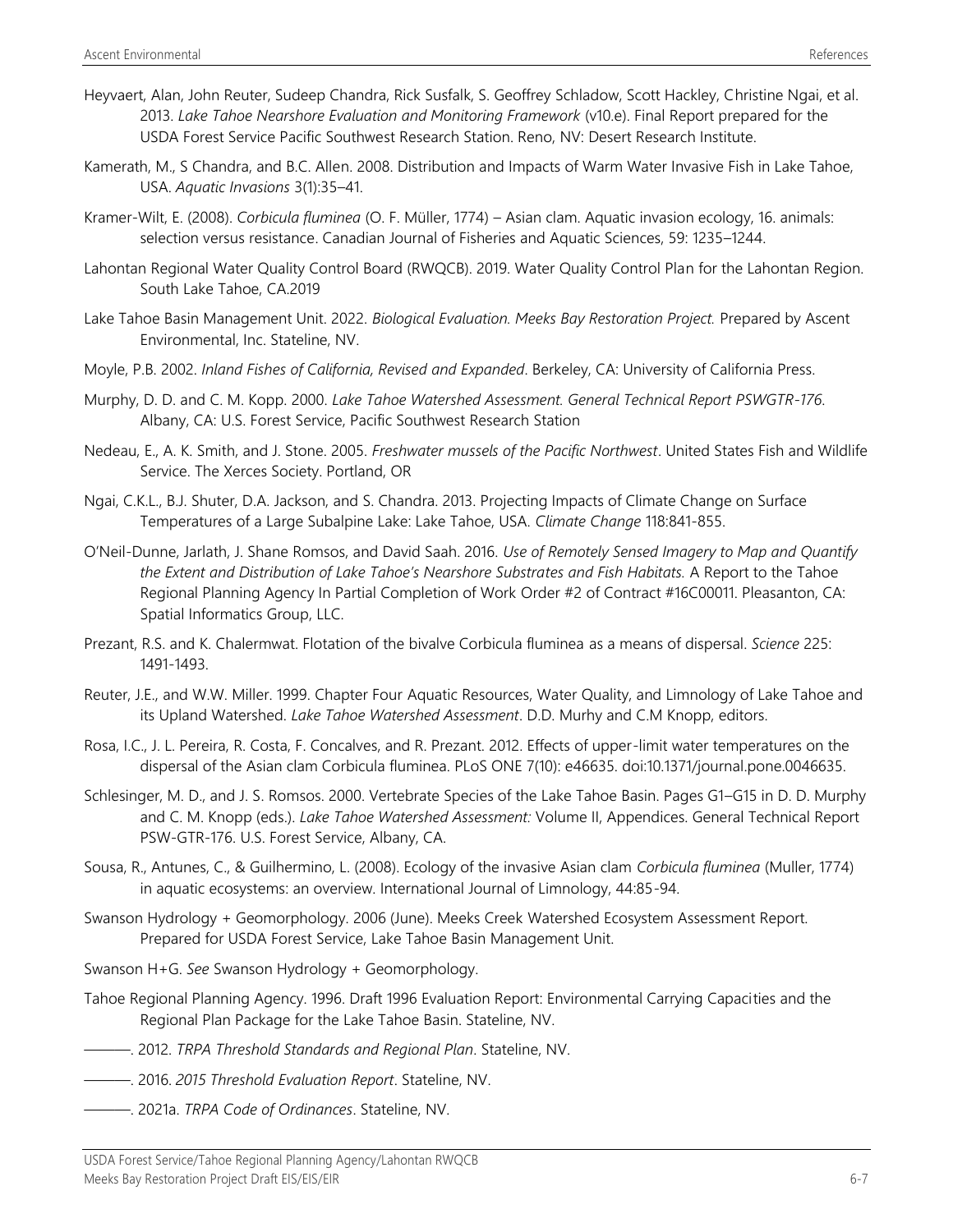Heyvaert, Alan, John Reuter, Sudeep Chandra, Rick Susfalk, S. Geoffrey Schladow, Scott Hackley, Christine Ngai, et al. 2013. *Lake Tahoe Nearshore Evaluation and Monitoring Framework* (v10.e). Final Report prepared for the USDA Forest Service Pacific Southwest Research Station. Reno, NV: Desert Research Institute.

Kamerath, M., S Chandra, and B.C. Allen. 2008. Distribution and Impacts of Warm Water Invasive Fish in Lake Tahoe, USA. *Aquatic Invasions* 3(1):35–41.

Kramer-Wilt, E. (2008). *Corbicula fluminea* (O. F. Müller, 1774) – Asian clam. Aquatic invasion ecology, 16. animals: selection versus resistance. Canadian Journal of Fisheries and Aquatic Sciences, 59: 1235–1244.

Lahontan Regional Water Quality Control Board (RWQCB). 2019. Water Quality Control Plan for the Lahontan Region. South Lake Tahoe, CA.2019

Lake Tahoe Basin Management Unit. 2022. *Biological Evaluation. Meeks Bay Restoration Project.* Prepared by Ascent Environmental, Inc. Stateline, NV.

Moyle, P.B. 2002. *Inland Fishes of California, Revised and Expanded*. Berkeley, CA: University of California Press.

Murphy, D. D. and C. M. Kopp. 2000. *Lake Tahoe Watershed Assessment. General Technical Report PSWGTR-176*. Albany, CA: U.S. Forest Service, Pacific Southwest Research Station

Nedeau, E., A. K. Smith, and J. Stone. 2005. *Freshwater mussels of the Pacific Northwest*. United States Fish and Wildlife Service. The Xerces Society. Portland, OR

Ngai, C.K.L., B.J. Shuter, D.A. Jackson, and S. Chandra. 2013. Projecting Impacts of Climate Change on Surface Temperatures of a Large Subalpine Lake: Lake Tahoe, USA. *Climate Change* 118:841-855.

O'Neil-Dunne, Jarlath, J. Shane Romsos, and David Saah. 2016. *Use of Remotely Sensed Imagery to Map and Quantify the Extent and Distribution of Lake Tahoe's Nearshore Substrates and Fish Habitats.* A Report to the Tahoe Regional Planning Agency In Partial Completion of Work Order #2 of Contract #16C00011. Pleasanton, CA: Spatial Informatics Group, LLC.

Prezant, R.S. and K. Chalermwat. Flotation of the bivalve Corbicula fluminea as a means of dispersal. *Science* 225: 1491-1493.

Reuter, J.E., and W.W. Miller. 1999. Chapter Four Aquatic Resources, Water Quality, and Limnology of Lake Tahoe and its Upland Watershed. *Lake Tahoe Watershed Assessment*. D.D. Murhy and C.M Knopp, editors.

Rosa, I.C., J. L. Pereira, R. Costa, F. Concalves, and R. Prezant. 2012. Effects of upper-limit water temperatures on the dispersal of the Asian clam Corbicula fluminea. PLoS ONE 7(10): e46635. doi:10.1371/journal.pone.0046635.

Schlesinger, M. D., and J. S. Romsos. 2000. Vertebrate Species of the Lake Tahoe Basin. Pages G1–G15 in D. D. Murphy and C. M. Knopp (eds.). *Lake Tahoe Watershed Assessment:* Volume II, Appendices. General Technical Report PSW-GTR-176. U.S. Forest Service, Albany, CA.

Sousa, R., Antunes, C., & Guilhermino, L. (2008). Ecology of the invasive Asian clam *Corbicula fluminea* (Muller, 1774) in aquatic ecosystems: an overview. International Journal of Limnology, 44:85-94.

Swanson Hydrology + Geomorphology. 2006 (June). Meeks Creek Watershed Ecosystem Assessment Report. Prepared for USDA Forest Service, Lake Tahoe Basin Management Unit.

Swanson H+G. *See* Swanson Hydrology + Geomorphology.

Tahoe Regional Planning Agency. 1996. Draft 1996 Evaluation Report: Environmental Carrying Capacities and the Regional Plan Package for the Lake Tahoe Basin. Stateline, NV.

———. 2012. *TRPA Threshold Standards and Regional Plan*. Stateline, NV.

———. 2016. *2015 Threshold Evaluation Report*. Stateline, NV.

———. 2021a. *TRPA Code of Ordinances*. Stateline, NV.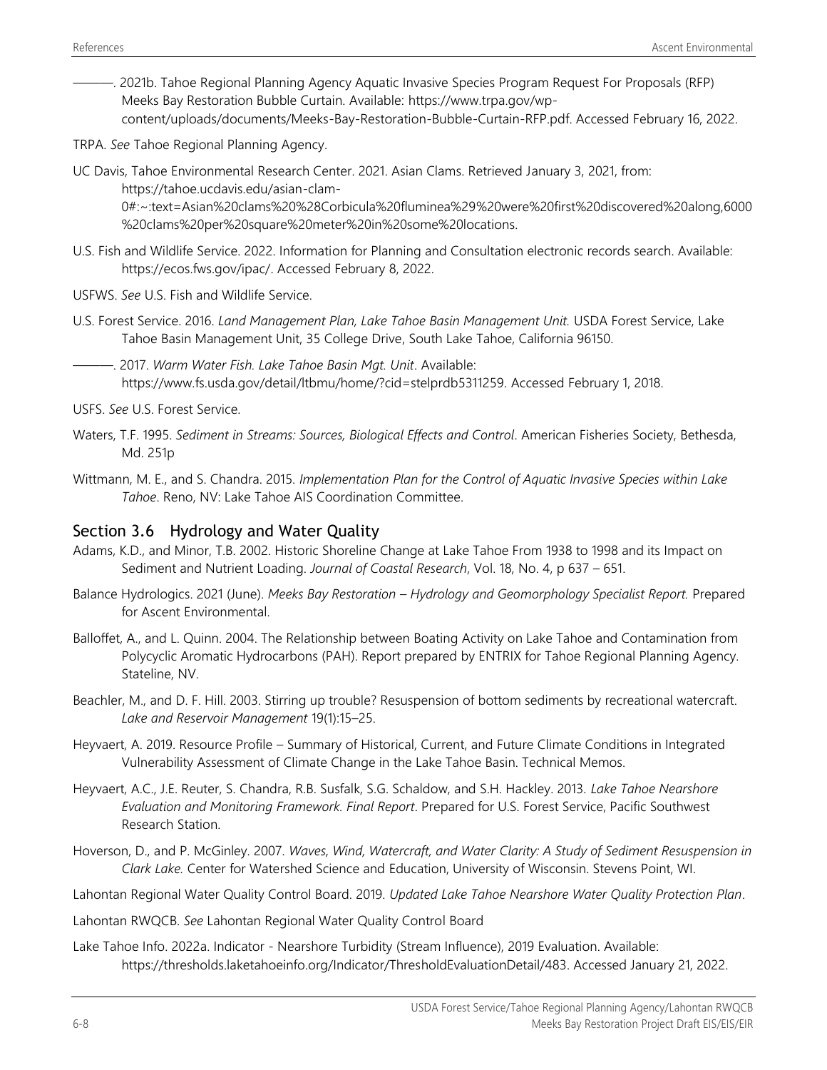———. 2021b. Tahoe Regional Planning Agency Aquatic Invasive Species Program Request For Proposals (RFP) Meeks Bay Restoration Bubble Curtain. Available: https://www.trpa.gov/wp-content/uploads/documents/Meeks-Bay-Restoration-Bubble-Curtain-RFP.pdf. Accessed February 16, 2022.

TRPA. *See* Tahoe Regional Planning Agency.

UC Davis, Tahoe Environmental Research Center. 2021. Asian Clams. Retrieved January 3, 2021, from: https://tahoe.ucdavis.edu/asian-clam-0#:~:text=Asian%20clams%20%28Corbicula%20fluminea%29%20were%20first%20discovered%20along,6000%20clams%20per%20square%20meter%20in%20some%20locations.

U.S. Fish and Wildlife Service. 2022. Information for Planning and Consultation electronic records search. Available: https://ecos.fws.gov/ipac/. Accessed February 8, 2022.

USFWS. *See* U.S. Fish and Wildlife Service.

U.S. Forest Service. 2016. *Land Management Plan, Lake Tahoe Basin Management Unit.* USDA Forest Service, Lake Tahoe Basin Management Unit, 35 College Drive, South Lake Tahoe, California 96150.

———. 2017. *Warm Water Fish. Lake Tahoe Basin Mgt. Unit*. Available: https://www.fs.usda.gov/detail/ltbmu/home/?cid=stelprdb5311259. Accessed February 1, 2018.

USFS. *See* U.S. Forest Service.

Waters, T.F. 1995. *Sediment in Streams: Sources, Biological Effects and Control*. American Fisheries Society, Bethesda, Md. 251p

Wittmann, M. E., and S. Chandra. 2015. *Implementation Plan for the Control of Aquatic Invasive Species within Lake Tahoe*. Reno, NV: Lake Tahoe AIS Coordination Committee.

## Section 3.6 Hydrology and Water Quality

Adams, K.D., and Minor, T.B. 2002. Historic Shoreline Change at Lake Tahoe From 1938 to 1998 and its Impact on Sediment and Nutrient Loading. *Journal of Coastal Research*, Vol. 18, No. 4, p 637 – 651.

Balance Hydrologics. 2021 (June). *Meeks Bay Restoration – Hydrology and Geomorphology Specialist Report.* Prepared for Ascent Environmental.

Balloffet, A., and L. Quinn. 2004. The Relationship between Boating Activity on Lake Tahoe and Contamination from Polycyclic Aromatic Hydrocarbons (PAH). Report prepared by ENTRIX for Tahoe Regional Planning Agency. Stateline, NV.

Beachler, M., and D. F. Hill. 2003. Stirring up trouble? Resuspension of bottom sediments by recreational watercraft. *Lake and Reservoir Management* 19(1):15–25.

Heyvaert, A. 2019. Resource Profile – Summary of Historical, Current, and Future Climate Conditions in Integrated Vulnerability Assessment of Climate Change in the Lake Tahoe Basin. Technical Memos.

Heyvaert, A.C., J.E. Reuter, S. Chandra, R.B. Susfalk, S.G. Schaldow, and S.H. Hackley. 2013. *Lake Tahoe Nearshore Evaluation and Monitoring Framework. Final Report*. Prepared for U.S. Forest Service, Pacific Southwest Research Station.

Hoverson, D., and P. McGinley. 2007. *Waves, Wind, Watercraft, and Water Clarity: A Study of Sediment Resuspension in Clark Lake.* Center for Watershed Science and Education, University of Wisconsin. Stevens Point, WI.

Lahontan Regional Water Quality Control Board. 2019. *Updated Lake Tahoe Nearshore Water Quality Protection Plan*.

Lahontan RWQCB. *See* Lahontan Regional Water Quality Control Board

Lake Tahoe Info. 2022a. Indicator - Nearshore Turbidity (Stream Influence), 2019 Evaluation. Available: https://thresholds.laketahoeinfo.org/Indicator/ThresholdEvaluationDetail/483. Accessed January 21, 2022.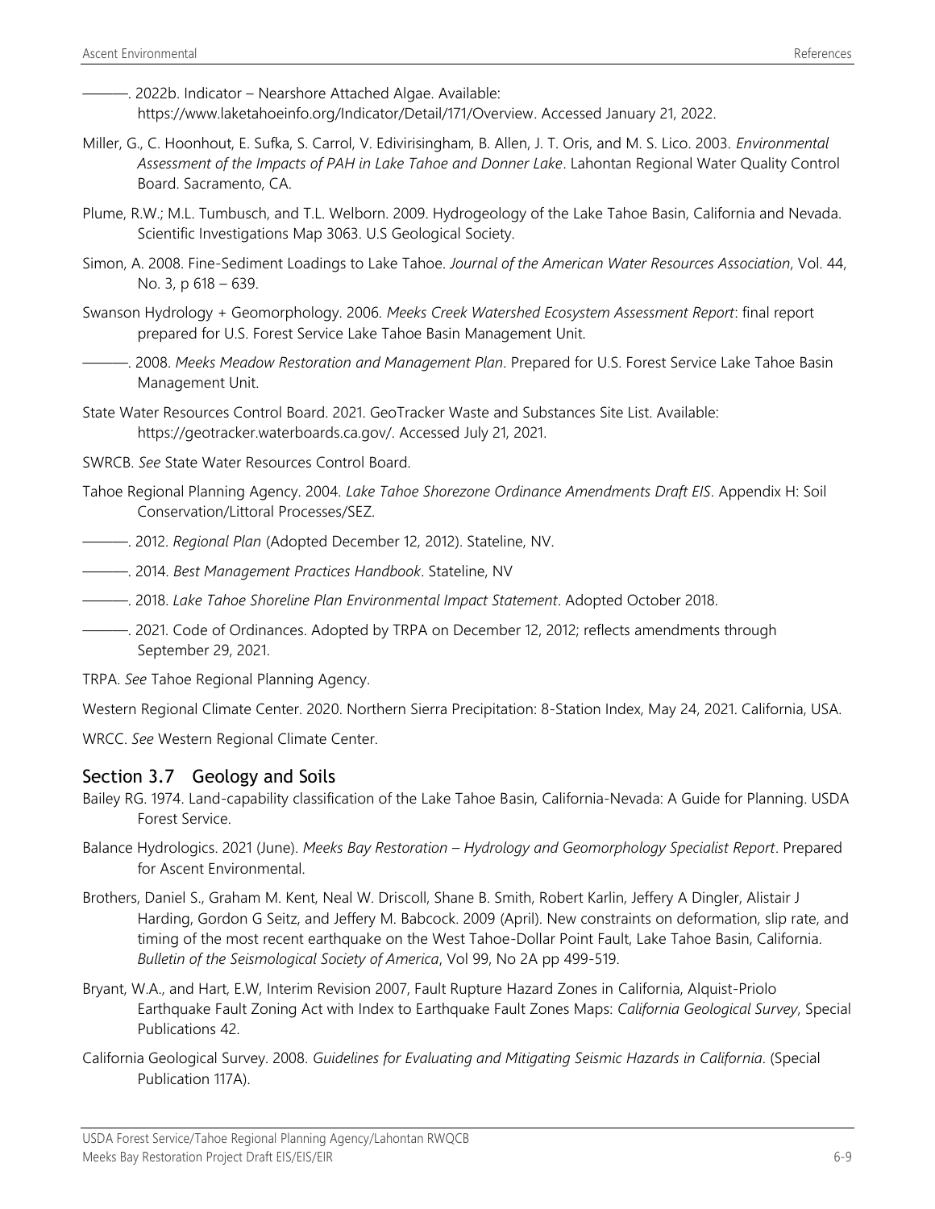———. 2022b. Indicator – Nearshore Attached Algae. Available: https://www.laketahoeinfo.org/Indicator/Detail/171/Overview. Accessed January 21, 2022.

Miller, G., C. Hoonhout, E. Sufka, S. Carrol, V. Edivirisingham, B. Allen, J. T. Oris, and M. S. Lico. 2003. *Environmental Assessment of the Impacts of PAH in Lake Tahoe and Donner Lake*. Lahontan Regional Water Quality Control Board. Sacramento, CA.

Plume, R.W.; M.L. Tumbusch, and T.L. Welborn. 2009. Hydrogeology of the Lake Tahoe Basin, California and Nevada. Scientific Investigations Map 3063. U.S Geological Society.

Simon, A. 2008. Fine-Sediment Loadings to Lake Tahoe. *Journal of the American Water Resources Association*, Vol. 44, No. 3, p 618 – 639.

Swanson Hydrology + Geomorphology. 2006. *Meeks Creek Watershed Ecosystem Assessment Report*: final report prepared for U.S. Forest Service Lake Tahoe Basin Management Unit.

———. 2008. *Meeks Meadow Restoration and Management Plan*. Prepared for U.S. Forest Service Lake Tahoe Basin Management Unit.

State Water Resources Control Board. 2021. GeoTracker Waste and Substances Site List. Available: https://geotracker.waterboards.ca.gov/. Accessed July 21, 2021.

SWRCB. *See* State Water Resources Control Board.

Tahoe Regional Planning Agency. 2004. *Lake Tahoe Shorezone Ordinance Amendments Draft EIS*. Appendix H: Soil Conservation/Littoral Processes/SEZ.

———. 2012. *Regional Plan* (Adopted December 12, 2012). Stateline, NV.

———. 2014. *Best Management Practices Handbook*. Stateline, NV

———. 2018. *Lake Tahoe Shoreline Plan Environmental Impact Statement*. Adopted October 2018.

———. 2021. Code of Ordinances. Adopted by TRPA on December 12, 2012; reflects amendments through September 29, 2021.

TRPA. *See* Tahoe Regional Planning Agency.

Western Regional Climate Center. 2020. Northern Sierra Precipitation: 8-Station Index, May 24, 2021. California, USA.

WRCC. *See* Western Regional Climate Center.

## Section 3.7 Geology and Soils

Bailey RG. 1974. Land-capability classification of the Lake Tahoe Basin, California-Nevada: A Guide for Planning. USDA Forest Service.

Balance Hydrologics. 2021 (June). *Meeks Bay Restoration – Hydrology and Geomorphology Specialist Report*. Prepared for Ascent Environmental.

Brothers, Daniel S., Graham M. Kent, Neal W. Driscoll, Shane B. Smith, Robert Karlin, Jeffery A Dingler, Alistair J Harding, Gordon G Seitz, and Jeffery M. Babcock. 2009 (April). New constraints on deformation, slip rate, and timing of the most recent earthquake on the West Tahoe-Dollar Point Fault, Lake Tahoe Basin, California. *Bulletin of the Seismological Society of America*, Vol 99, No 2A pp 499-519.

Bryant, W.A., and Hart, E.W, Interim Revision 2007, Fault Rupture Hazard Zones in California, Alquist-Priolo Earthquake Fault Zoning Act with Index to Earthquake Fault Zones Maps: *California Geological Survey*, Special Publications 42.

California Geological Survey. 2008. *Guidelines for Evaluating and Mitigating Seismic Hazards in California*. (Special Publication 117A).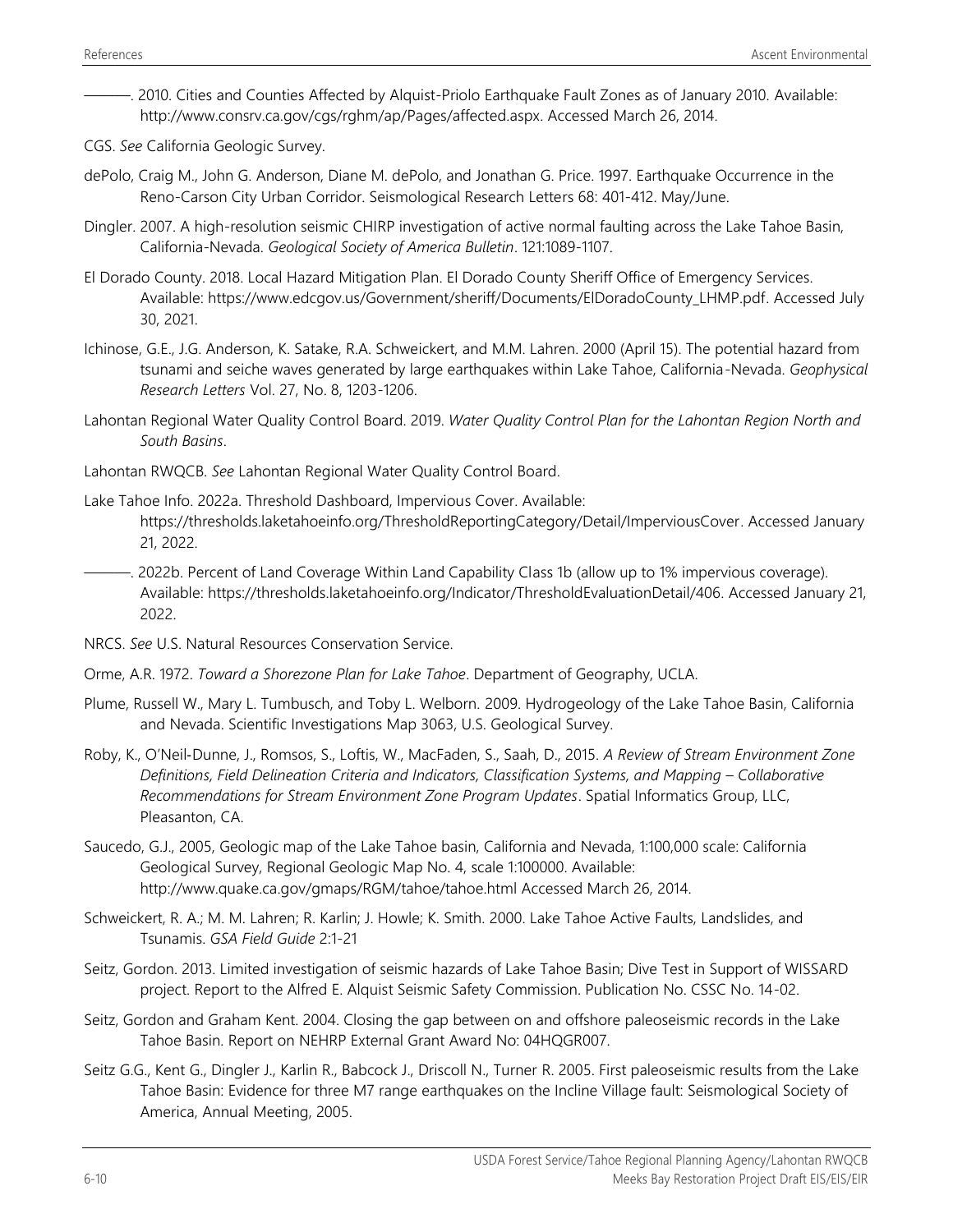———. 2010. Cities and Counties Affected by Alquist-Priolo Earthquake Fault Zones as of January 2010. Available: http://www.consrv.ca.gov/cgs/rghm/ap/Pages/affected.aspx. Accessed March 26, 2014.

CGS. *See* California Geologic Survey.

dePolo, Craig M., John G. Anderson, Diane M. dePolo, and Jonathan G. Price. 1997. Earthquake Occurrence in the Reno-Carson City Urban Corridor. Seismological Research Letters 68: 401-412. May/June.

Dingler. 2007. A high-resolution seismic CHIRP investigation of active normal faulting across the Lake Tahoe Basin, California-Nevada. *Geological Society of America Bulletin*. 121:1089-1107.

El Dorado County. 2018. Local Hazard Mitigation Plan. El Dorado County Sheriff Office of Emergency Services. Available: https://www.edcgov.us/Government/sheriff/Documents/ElDoradoCounty_LHMP.pdf. Accessed July 30, 2021.

Ichinose, G.E., J.G. Anderson, K. Satake, R.A. Schweickert, and M.M. Lahren. 2000 (April 15). The potential hazard from tsunami and seiche waves generated by large earthquakes within Lake Tahoe, California-Nevada. *Geophysical Research Letters* Vol. 27, No. 8, 1203-1206.

Lahontan Regional Water Quality Control Board. 2019. *Water Quality Control Plan for the Lahontan Region North and South Basins*.

Lahontan RWQCB. *See* Lahontan Regional Water Quality Control Board.

Lake Tahoe Info. 2022a. Threshold Dashboard, Impervious Cover. Available: https://thresholds.laketahoeinfo.org/ThresholdReportingCategory/Detail/ImperviousCover. Accessed January 21, 2022.

———. 2022b. Percent of Land Coverage Within Land Capability Class 1b (allow up to 1% impervious coverage). Available: https://thresholds.laketahoeinfo.org/Indicator/ThresholdEvaluationDetail/406. Accessed January 21, 2022.

NRCS. *See* U.S. Natural Resources Conservation Service.

Orme, A.R. 1972. *Toward a Shorezone Plan for Lake Tahoe*. Department of Geography, UCLA.

Plume, Russell W., Mary L. Tumbusch, and Toby L. Welborn. 2009. Hydrogeology of the Lake Tahoe Basin, California and Nevada. Scientific Investigations Map 3063, U.S. Geological Survey.

Roby, K., O'Neil-Dunne, J., Romsos, S., Loftis, W., MacFaden, S., Saah, D., 2015. *A Review of Stream Environment Zone Definitions, Field Delineation Criteria and Indicators, Classification Systems, and Mapping – Collaborative Recommendations for Stream Environment Zone Program Updates*. Spatial Informatics Group, LLC, Pleasanton, CA.

Saucedo, G.J., 2005, Geologic map of the Lake Tahoe basin, California and Nevada, 1:100,000 scale: California Geological Survey, Regional Geologic Map No. 4, scale 1:100000. Available: http://www.quake.ca.gov/gmaps/RGM/tahoe/tahoe.html Accessed March 26, 2014.

Schweickert, R. A.; M. M. Lahren; R. Karlin; J. Howle; K. Smith. 2000. Lake Tahoe Active Faults, Landslides, and Tsunamis. *GSA Field Guide* 2:1-21

Seitz, Gordon. 2013. Limited investigation of seismic hazards of Lake Tahoe Basin; Dive Test in Support of WISSARD project. Report to the Alfred E. Alquist Seismic Safety Commission. Publication No. CSSC No. 14-02.

Seitz, Gordon and Graham Kent. 2004. Closing the gap between on and offshore paleoseismic records in the Lake Tahoe Basin. Report on NEHRP External Grant Award No: 04HQGR007.

Seitz G.G., Kent G., Dingler J., Karlin R., Babcock J., Driscoll N., Turner R. 2005. First paleoseismic results from the Lake Tahoe Basin: Evidence for three M7 range earthquakes on the Incline Village fault: Seismological Society of America, Annual Meeting, 2005.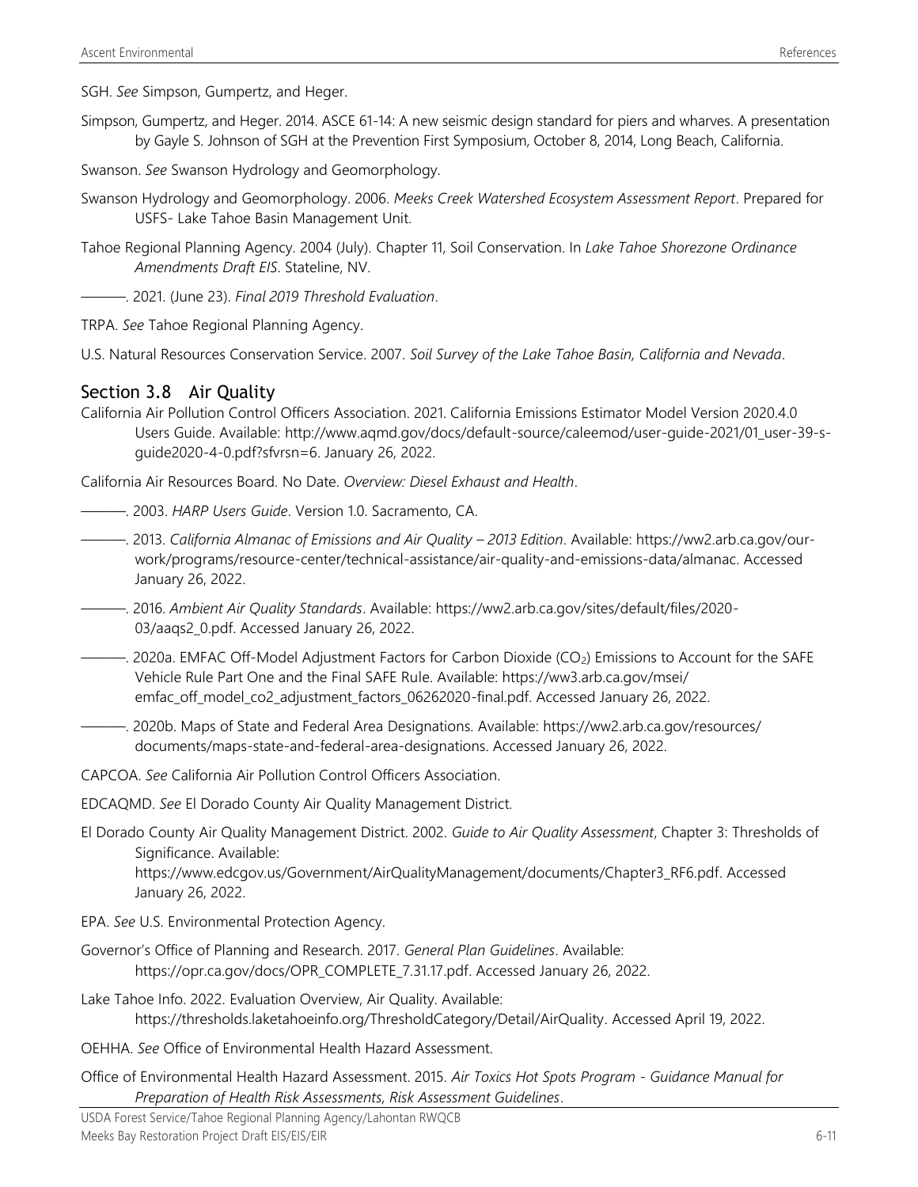SGH. *See* Simpson, Gumpertz, and Heger.

Simpson, Gumpertz, and Heger. 2014. ASCE 61-14: A new seismic design standard for piers and wharves. A presentation by Gayle S. Johnson of SGH at the Prevention First Symposium, October 8, 2014, Long Beach, California.

Swanson. *See* Swanson Hydrology and Geomorphology.

Swanson Hydrology and Geomorphology. 2006. *Meeks Creek Watershed Ecosystem Assessment Report*. Prepared for USFS- Lake Tahoe Basin Management Unit.

Tahoe Regional Planning Agency. 2004 (July). Chapter 11, Soil Conservation. In *Lake Tahoe Shorezone Ordinance Amendments Draft EIS*. Stateline, NV.

———. 2021. (June 23). *Final 2019 Threshold Evaluation*.

TRPA. *See* Tahoe Regional Planning Agency.

U.S. Natural Resources Conservation Service. 2007. *Soil Survey of the Lake Tahoe Basin, California and Nevada*.

## Section 3.8 Air Quality

California Air Pollution Control Officers Association. 2021. California Emissions Estimator Model Version 2020.4.0 Users Guide. Available: http://www.aqmd.gov/docs/default-source/caleemod/user-guide-2021/01_user-39-s-guide2020-4-0.pdf?sfvrsn=6. January 26, 2022.

California Air Resources Board. No Date. *Overview: Diesel Exhaust and Health*.

———. 2003. *HARP Users Guide*. Version 1.0. Sacramento, CA.

———. 2013. *California Almanac of Emissions and Air Quality – 2013 Edition*. Available: https://ww2.arb.ca.gov/our-work/programs/resource-center/technical-assistance/air-quality-and-emissions-data/almanac. Accessed January 26, 2022.

———. 2016. *Ambient Air Quality Standards*. Available: https://ww2.arb.ca.gov/sites/default/files/2020-03/aaqs2_0.pdf. Accessed January 26, 2022.

———. 2020a. EMFAC Off-Model Adjustment Factors for Carbon Dioxide ($CO_2$) Emissions to Account for the SAFE Vehicle Rule Part One and the Final SAFE Rule. Available: https://ww3.arb.ca.gov/msei/emfac_off_model_co2_adjustment_factors_06262020-final.pdf. Accessed January 26, 2022.

———. 2020b. Maps of State and Federal Area Designations. Available: https://ww2.arb.ca.gov/resources/documents/maps-state-and-federal-area-designations. Accessed January 26, 2022.

CAPCOA. *See* California Air Pollution Control Officers Association.

EDCAQMD. *See* El Dorado County Air Quality Management District.

El Dorado County Air Quality Management District. 2002. *Guide to Air Quality Assessment*, Chapter 3: Thresholds of Significance. Available: https://www.edcgov.us/Government/AirQualityManagement/documents/Chapter3_RF6.pdf. Accessed January 26, 2022.

EPA. *See* U.S. Environmental Protection Agency.

Governor's Office of Planning and Research. 2017. *General Plan Guidelines*. Available: https://opr.ca.gov/docs/OPR_COMPLETE_7.31.17.pdf. Accessed January 26, 2022.

Lake Tahoe Info. 2022. Evaluation Overview, Air Quality. Available: https://thresholds.laketahoeinfo.org/ThresholdCategory/Detail/AirQuality. Accessed April 19, 2022.

OEHHA. *See* Office of Environmental Health Hazard Assessment.

Office of Environmental Health Hazard Assessment. 2015. *Air Toxics Hot Spots Program - Guidance Manual for Preparation of Health Risk Assessments, Risk Assessment Guidelines*.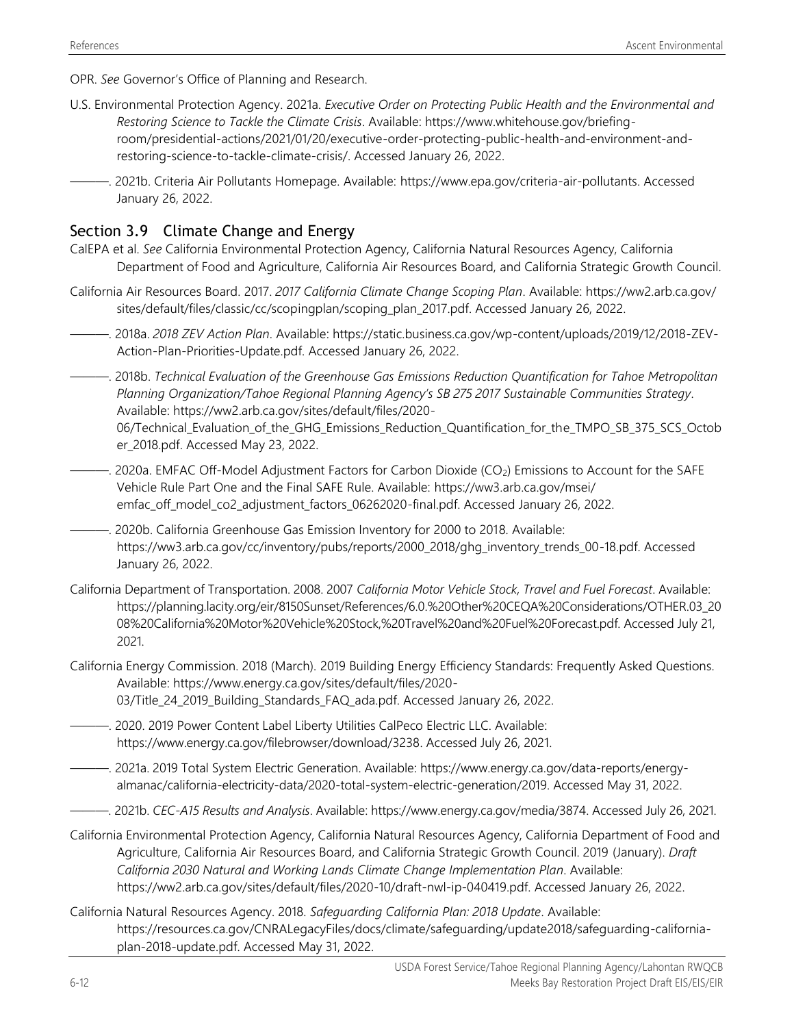OPR. *See* Governor's Office of Planning and Research.

U.S. Environmental Protection Agency. 2021a. *Executive Order on Protecting Public Health and the Environmental and Restoring Science to Tackle the Climate Crisis*. Available: https://www.whitehouse.gov/briefing-room/presidential-actions/2021/01/20/executive-order-protecting-public-health-and-environment-and-restoring-science-to-tackle-climate-crisis/. Accessed January 26, 2022.

———. 2021b. Criteria Air Pollutants Homepage. Available: https://www.epa.gov/criteria-air-pollutants. Accessed January 26, 2022.

## Section 3.9 Climate Change and Energy

CalEPA et al. *See* California Environmental Protection Agency, California Natural Resources Agency, California Department of Food and Agriculture, California Air Resources Board, and California Strategic Growth Council.

California Air Resources Board. 2017. *2017 California Climate Change Scoping Plan*. Available: https://ww2.arb.ca.gov/sites/default/files/classic/cc/scopingplan/scoping_plan_2017.pdf. Accessed January 26, 2022.

———. 2018a. *2018 ZEV Action Plan*. Available: https://static.business.ca.gov/wp-content/uploads/2019/12/2018-ZEV-Action-Plan-Priorities-Update.pdf. Accessed January 26, 2022.

———. 2018b. *Technical Evaluation of the Greenhouse Gas Emissions Reduction Quantification for Tahoe Metropolitan Planning Organization/Tahoe Regional Planning Agency's SB 275 2017 Sustainable Communities Strategy*. Available: https://ww2.arb.ca.gov/sites/default/files/2020-06/Technical_Evaluation_of_the_GHG_Emissions_Reduction_Quantification_for_the_TMPO_SB_375_SCS_October_2018.pdf. Accessed May 23, 2022.

———. 2020a. EMFAC Off-Model Adjustment Factors for Carbon Dioxide ($CO_2$) Emissions to Account for the SAFE Vehicle Rule Part One and the Final SAFE Rule. Available: https://ww3.arb.ca.gov/msei/emfac_off_model_co2_adjustment_factors_06262020-final.pdf. Accessed January 26, 2022.

———. 2020b. California Greenhouse Gas Emission Inventory for 2000 to 2018. Available: https://ww3.arb.ca.gov/cc/inventory/pubs/reports/2000_2018/ghg_inventory_trends_00-18.pdf. Accessed January 26, 2022.

California Department of Transportation. 2008. 2007 *California Motor Vehicle Stock, Travel and Fuel Forecast*. Available: https://planning.lacity.org/eir/8150Sunset/References/6.0.%20Other%20CEQA%20Considerations/OTHER.03_2008%20California%20Motor%20Vehicle%20Stock,%20Travel%20and%20Fuel%20Forecast.pdf. Accessed July 21, 2021.

California Energy Commission. 2018 (March). 2019 Building Energy Efficiency Standards: Frequently Asked Questions. Available: https://www.energy.ca.gov/sites/default/files/2020-03/Title_24_2019_Building_Standards_FAQ_ada.pdf. Accessed January 26, 2022.

———. 2020. 2019 Power Content Label Liberty Utilities CalPeco Electric LLC. Available: https://www.energy.ca.gov/filebrowser/download/3238. Accessed July 26, 2021.

———. 2021a. 2019 Total System Electric Generation. Available: https://www.energy.ca.gov/data-reports/energy-almanac/california-electricity-data/2020-total-system-electric-generation/2019. Accessed May 31, 2022.

———. 2021b. *CEC-A15 Results and Analysis*. Available: https://www.energy.ca.gov/media/3874. Accessed July 26, 2021.

California Environmental Protection Agency, California Natural Resources Agency, California Department of Food and Agriculture, California Air Resources Board, and California Strategic Growth Council. 2019 (January). *Draft California 2030 Natural and Working Lands Climate Change Implementation Plan*. Available: https://ww2.arb.ca.gov/sites/default/files/2020-10/draft-nwl-ip-040419.pdf. Accessed January 26, 2022.

California Natural Resources Agency. 2018. *Safeguarding California Plan: 2018 Update*. Available: https://resources.ca.gov/CNRALegacyFiles/docs/climate/safeguarding/update2018/safeguarding-california-plan-2018-update.pdf. Accessed May 31, 2022.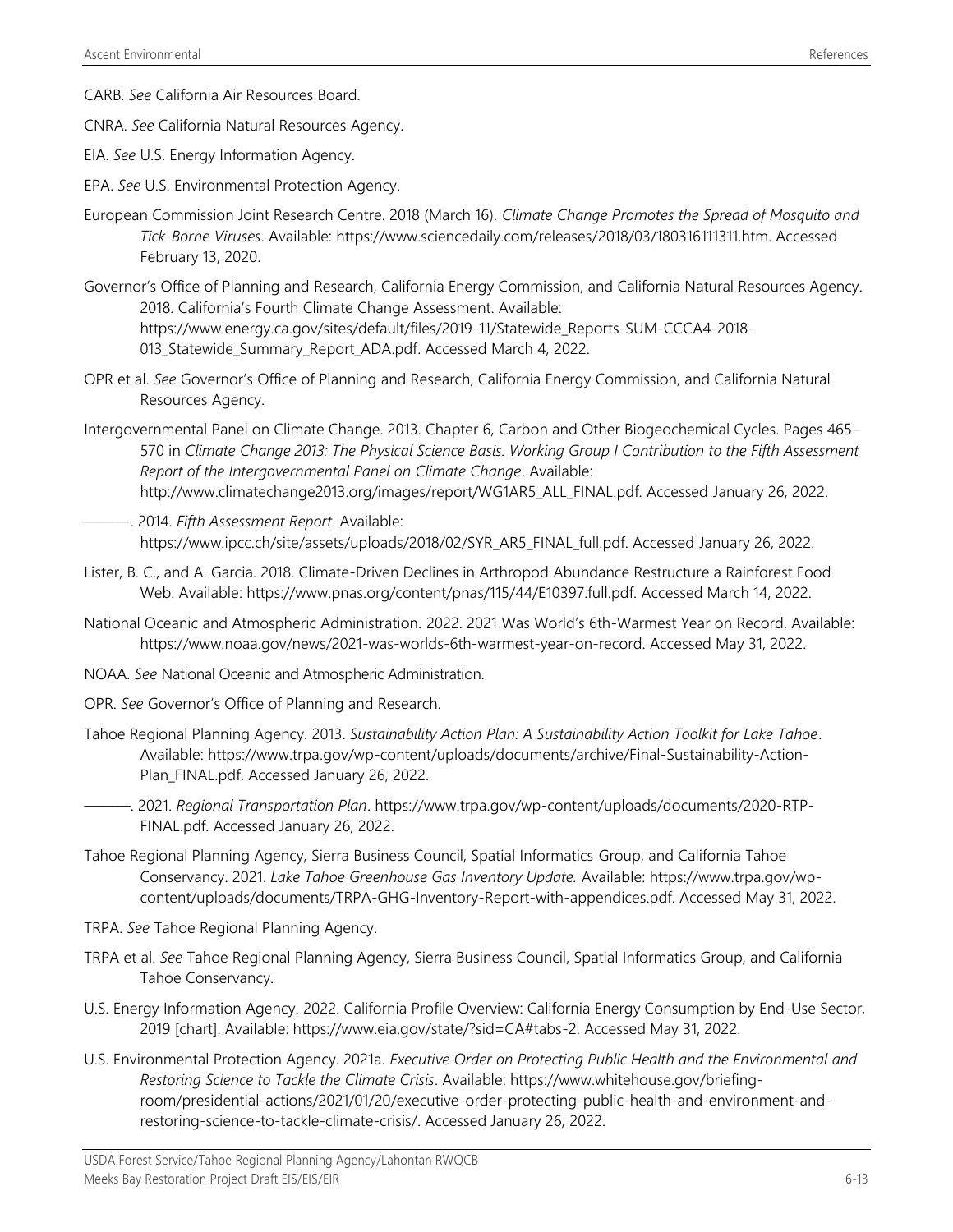CARB. *See* California Air Resources Board.

CNRA. *See* California Natural Resources Agency.

EIA. *See* U.S. Energy Information Agency.

EPA. *See* U.S. Environmental Protection Agency.

European Commission Joint Research Centre. 2018 (March 16). *Climate Change Promotes the Spread of Mosquito and Tick-Borne Viruses*. Available: https://www.sciencedaily.com/releases/2018/03/180316111311.htm. Accessed February 13, 2020.

Governor's Office of Planning and Research, California Energy Commission, and California Natural Resources Agency. 2018. California's Fourth Climate Change Assessment. Available: https://www.energy.ca.gov/sites/default/files/2019-11/Statewide_Reports-SUM-CCCA4-2018-013_Statewide_Summary_Report_ADA.pdf. Accessed March 4, 2022.

OPR et al. *See* Governor's Office of Planning and Research, California Energy Commission, and California Natural Resources Agency.

Intergovernmental Panel on Climate Change. 2013. Chapter 6, Carbon and Other Biogeochemical Cycles. Pages 465–570 in *Climate Change 2013: The Physical Science Basis. Working Group I Contribution to the Fifth Assessment Report of the Intergovernmental Panel on Climate Change*. Available: http://www.climatechange2013.org/images/report/WG1AR5_ALL_FINAL.pdf. Accessed January 26, 2022.

———. 2014. *Fifth Assessment Report*. Available: https://www.ipcc.ch/site/assets/uploads/2018/02/SYR_AR5_FINAL_full.pdf. Accessed January 26, 2022.

Lister, B. C., and A. Garcia. 2018. Climate-Driven Declines in Arthropod Abundance Restructure a Rainforest Food Web. Available: https://www.pnas.org/content/pnas/115/44/E10397.full.pdf. Accessed March 14, 2022.

National Oceanic and Atmospheric Administration. 2022. 2021 Was World's 6th-Warmest Year on Record. Available: https://www.noaa.gov/news/2021-was-worlds-6th-warmest-year-on-record. Accessed May 31, 2022.

NOAA. *See* National Oceanic and Atmospheric Administration.

OPR. *See* Governor's Office of Planning and Research.

Tahoe Regional Planning Agency. 2013. *Sustainability Action Plan: A Sustainability Action Toolkit for Lake Tahoe*. Available: https://www.trpa.gov/wp-content/uploads/documents/archive/Final-Sustainability-Action-Plan_FINAL.pdf. Accessed January 26, 2022.

———. 2021. *Regional Transportation Plan*. https://www.trpa.gov/wp-content/uploads/documents/2020-RTP-FINAL.pdf. Accessed January 26, 2022.

Tahoe Regional Planning Agency, Sierra Business Council, Spatial Informatics Group, and California Tahoe Conservancy. 2021. *Lake Tahoe Greenhouse Gas Inventory Update.* Available: https://www.trpa.gov/wp-content/uploads/documents/TRPA-GHG-Inventory-Report-with-appendices.pdf. Accessed May 31, 2022.

TRPA. *See* Tahoe Regional Planning Agency.

TRPA et al. *See* Tahoe Regional Planning Agency, Sierra Business Council, Spatial Informatics Group, and California Tahoe Conservancy.

U.S. Energy Information Agency. 2022. California Profile Overview: California Energy Consumption by End-Use Sector, 2019 [chart]. Available: https://www.eia.gov/state/?sid=CA#tabs-2. Accessed May 31, 2022.

U.S. Environmental Protection Agency. 2021a. *Executive Order on Protecting Public Health and the Environmental and Restoring Science to Tackle the Climate Crisis*. Available: https://www.whitehouse.gov/briefing-room/presidential-actions/2021/01/20/executive-order-protecting-public-health-and-environment-and-restoring-science-to-tackle-climate-crisis/. Accessed January 26, 2022.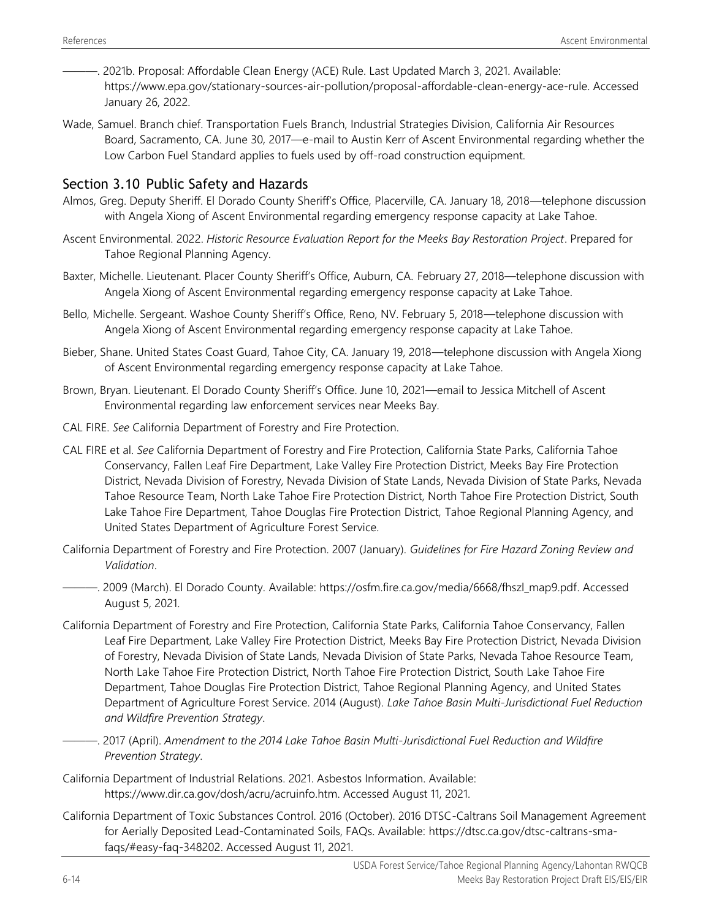———. 2021b. Proposal: Affordable Clean Energy (ACE) Rule. Last Updated March 3, 2021. Available: https://www.epa.gov/stationary-sources-air-pollution/proposal-affordable-clean-energy-ace-rule. Accessed January 26, 2022.

Wade, Samuel. Branch chief. Transportation Fuels Branch, Industrial Strategies Division, California Air Resources Board, Sacramento, CA. June 30, 2017—e-mail to Austin Kerr of Ascent Environmental regarding whether the Low Carbon Fuel Standard applies to fuels used by off-road construction equipment.

## Section 3.10 Public Safety and Hazards

Almos, Greg. Deputy Sheriff. El Dorado County Sheriff's Office, Placerville, CA. January 18, 2018—telephone discussion with Angela Xiong of Ascent Environmental regarding emergency response capacity at Lake Tahoe.

Ascent Environmental. 2022. *Historic Resource Evaluation Report for the Meeks Bay Restoration Project*. Prepared for Tahoe Regional Planning Agency.

Baxter, Michelle. Lieutenant. Placer County Sheriff's Office, Auburn, CA. February 27, 2018—telephone discussion with Angela Xiong of Ascent Environmental regarding emergency response capacity at Lake Tahoe.

Bello, Michelle. Sergeant. Washoe County Sheriff's Office, Reno, NV. February 5, 2018—telephone discussion with Angela Xiong of Ascent Environmental regarding emergency response capacity at Lake Tahoe.

Bieber, Shane. United States Coast Guard, Tahoe City, CA. January 19, 2018—telephone discussion with Angela Xiong of Ascent Environmental regarding emergency response capacity at Lake Tahoe.

Brown, Bryan. Lieutenant. El Dorado County Sheriff's Office. June 10, 2021—email to Jessica Mitchell of Ascent Environmental regarding law enforcement services near Meeks Bay.

CAL FIRE. *See* California Department of Forestry and Fire Protection.

CAL FIRE et al. *See* California Department of Forestry and Fire Protection, California State Parks, California Tahoe Conservancy, Fallen Leaf Fire Department, Lake Valley Fire Protection District, Meeks Bay Fire Protection District, Nevada Division of Forestry, Nevada Division of State Lands, Nevada Division of State Parks, Nevada Tahoe Resource Team, North Lake Tahoe Fire Protection District, North Tahoe Fire Protection District, South Lake Tahoe Fire Department, Tahoe Douglas Fire Protection District, Tahoe Regional Planning Agency, and United States Department of Agriculture Forest Service.

California Department of Forestry and Fire Protection. 2007 (January). *Guidelines for Fire Hazard Zoning Review and Validation*.

———. 2009 (March). El Dorado County. Available: https://osfm.fire.ca.gov/media/6668/fhszl_map9.pdf. Accessed August 5, 2021.

California Department of Forestry and Fire Protection, California State Parks, California Tahoe Conservancy, Fallen Leaf Fire Department, Lake Valley Fire Protection District, Meeks Bay Fire Protection District, Nevada Division of Forestry, Nevada Division of State Lands, Nevada Division of State Parks, Nevada Tahoe Resource Team, North Lake Tahoe Fire Protection District, North Tahoe Fire Protection District, South Lake Tahoe Fire Department, Tahoe Douglas Fire Protection District, Tahoe Regional Planning Agency, and United States Department of Agriculture Forest Service. 2014 (August). *Lake Tahoe Basin Multi-Jurisdictional Fuel Reduction and Wildfire Prevention Strategy*.

———. 2017 (April). *Amendment to the 2014 Lake Tahoe Basin Multi-Jurisdictional Fuel Reduction and Wildfire Prevention Strategy*.

California Department of Industrial Relations. 2021. Asbestos Information. Available: https://www.dir.ca.gov/dosh/acru/acruinfo.htm. Accessed August 11, 2021.

California Department of Toxic Substances Control. 2016 (October). 2016 DTSC-Caltrans Soil Management Agreement for Aerially Deposited Lead-Contaminated Soils, FAQs. Available: https://dtsc.ca.gov/dtsc-caltrans-sma-faqs/#easy-faq-348202. Accessed August 11, 2021.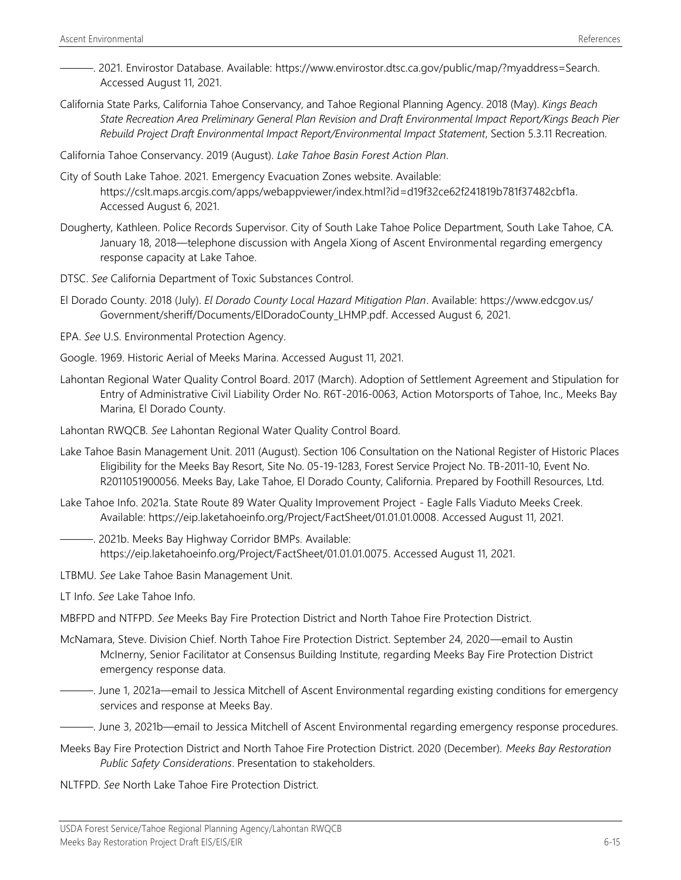———. 2021. Envirostor Database. Available: https://www.envirostor.dtsc.ca.gov/public/map/?myaddress=Search. Accessed August 11, 2021.

California State Parks, California Tahoe Conservancy, and Tahoe Regional Planning Agency. 2018 (May). *Kings Beach State Recreation Area Preliminary General Plan Revision and Draft Environmental Impact Report/Kings Beach Pier Rebuild Project Draft Environmental Impact Report/Environmental Impact Statement*, Section 5.3.11 Recreation.

California Tahoe Conservancy. 2019 (August). *Lake Tahoe Basin Forest Action Plan*.

City of South Lake Tahoe. 2021. Emergency Evacuation Zones website. Available: https://cslt.maps.arcgis.com/apps/webappviewer/index.html?id=d19f32ce62f241819b781f37482cbf1a. Accessed August 6, 2021.

Dougherty, Kathleen. Police Records Supervisor. City of South Lake Tahoe Police Department, South Lake Tahoe, CA. January 18, 2018—telephone discussion with Angela Xiong of Ascent Environmental regarding emergency response capacity at Lake Tahoe.

DTSC. *See* California Department of Toxic Substances Control.

El Dorado County. 2018 (July). *El Dorado County Local Hazard Mitigation Plan*. Available: https://www.edcgov.us/Government/sheriff/Documents/ElDoradoCounty_LHMP.pdf. Accessed August 6, 2021.

EPA. *See* U.S. Environmental Protection Agency.

Google. 1969. Historic Aerial of Meeks Marina. Accessed August 11, 2021.

Lahontan Regional Water Quality Control Board. 2017 (March). Adoption of Settlement Agreement and Stipulation for Entry of Administrative Civil Liability Order No. R6T-2016-0063, Action Motorsports of Tahoe, Inc., Meeks Bay Marina, El Dorado County.

Lahontan RWQCB. *See* Lahontan Regional Water Quality Control Board.

Lake Tahoe Basin Management Unit. 2011 (August). Section 106 Consultation on the National Register of Historic Places Eligibility for the Meeks Bay Resort, Site No. 05-19-1283, Forest Service Project No. TB-2011-10, Event No. R2011051900056. Meeks Bay, Lake Tahoe, El Dorado County, California. Prepared by Foothill Resources, Ltd.

Lake Tahoe Info. 2021a. State Route 89 Water Quality Improvement Project - Eagle Falls Viaduto Meeks Creek. Available: https://eip.laketahoeinfo.org/Project/FactSheet/01.01.01.0008. Accessed August 11, 2021.

———. 2021b. Meeks Bay Highway Corridor BMPs. Available: https://eip.laketahoeinfo.org/Project/FactSheet/01.01.01.0075. Accessed August 11, 2021.

LTBMU. *See* Lake Tahoe Basin Management Unit.

LT Info. *See* Lake Tahoe Info.

MBFPD and NTFPD. *See* Meeks Bay Fire Protection District and North Tahoe Fire Protection District.

McNamara, Steve. Division Chief. North Tahoe Fire Protection District. September 24, 2020—email to Austin McInerny, Senior Facilitator at Consensus Building Institute, regarding Meeks Bay Fire Protection District emergency response data.

———. June 1, 2021a—email to Jessica Mitchell of Ascent Environmental regarding existing conditions for emergency services and response at Meeks Bay.

———. June 3, 2021b—email to Jessica Mitchell of Ascent Environmental regarding emergency response procedures.

Meeks Bay Fire Protection District and North Tahoe Fire Protection District. 2020 (December). *Meeks Bay Restoration Public Safety Considerations*. Presentation to stakeholders.

NLTFPD. *See* North Lake Tahoe Fire Protection District.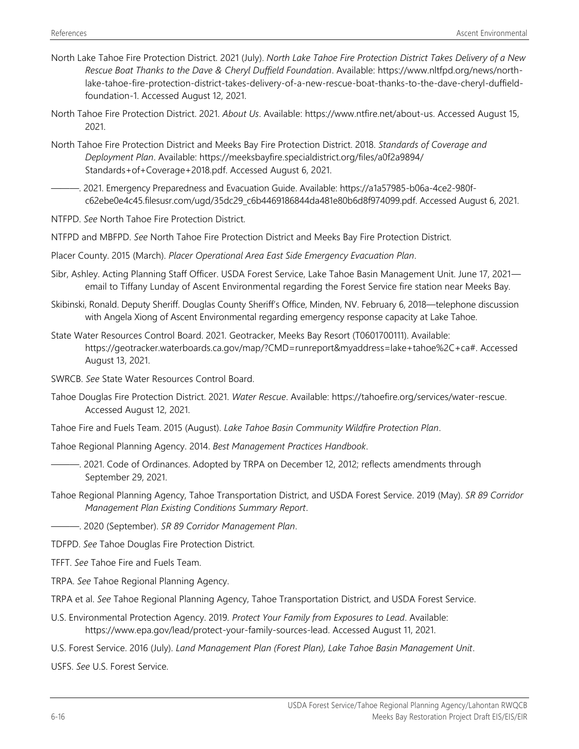North Lake Tahoe Fire Protection District. 2021 (July). *North Lake Tahoe Fire Protection District Takes Delivery of a New Rescue Boat Thanks to the Dave & Cheryl Duffield Foundation*. Available: https://www.nltfpd.org/news/north-lake-tahoe-fire-protection-district-takes-delivery-of-a-new-rescue-boat-thanks-to-the-dave-cheryl-duffield-foundation-1. Accessed August 12, 2021.

North Tahoe Fire Protection District. 2021. *About Us*. Available: https://www.ntfire.net/about-us. Accessed August 15, 2021.

North Tahoe Fire Protection District and Meeks Bay Fire Protection District. 2018. *Standards of Coverage and Deployment Plan*. Available: https://meeksbayfire.specialdistrict.org/files/a0f2a9894/Standards+of+Coverage+2018.pdf. Accessed August 6, 2021.

———. 2021. Emergency Preparedness and Evacuation Guide. Available: https://a1a57985-b06a-4ce2-980f-c62ebe0e4c45.filesusr.com/ugd/35dc29_c6b4469186844da481e80b6d8f974099.pdf. Accessed August 6, 2021.

NTFPD. *See* North Tahoe Fire Protection District.

NTFPD and MBFPD. *See* North Tahoe Fire Protection District and Meeks Bay Fire Protection District.

Placer County. 2015 (March). *Placer Operational Area East Side Emergency Evacuation Plan*.

Sibr, Ashley. Acting Planning Staff Officer. USDA Forest Service, Lake Tahoe Basin Management Unit. June 17, 2021—email to Tiffany Lunday of Ascent Environmental regarding the Forest Service fire station near Meeks Bay.

Skibinski, Ronald. Deputy Sheriff. Douglas County Sheriff's Office, Minden, NV. February 6, 2018—telephone discussion with Angela Xiong of Ascent Environmental regarding emergency response capacity at Lake Tahoe.

State Water Resources Control Board. 2021. Geotracker, Meeks Bay Resort (T0601700111). Available: https://geotracker.waterboards.ca.gov/map/?CMD=runreport&myaddress=lake+tahoe%2C+ca#. Accessed August 13, 2021.

SWRCB. *See* State Water Resources Control Board.

Tahoe Douglas Fire Protection District. 2021. *Water Rescue*. Available: https://tahoefire.org/services/water-rescue. Accessed August 12, 2021.

Tahoe Fire and Fuels Team. 2015 (August). *Lake Tahoe Basin Community Wildfire Protection Plan*.

Tahoe Regional Planning Agency. 2014. *Best Management Practices Handbook*.

———. 2021. Code of Ordinances. Adopted by TRPA on December 12, 2012; reflects amendments through September 29, 2021.

Tahoe Regional Planning Agency, Tahoe Transportation District, and USDA Forest Service. 2019 (May). *SR 89 Corridor Management Plan Existing Conditions Summary Report*.

———. 2020 (September). *SR 89 Corridor Management Plan*.

TDFPD. *See* Tahoe Douglas Fire Protection District.

TFFT. *See* Tahoe Fire and Fuels Team.

TRPA. *See* Tahoe Regional Planning Agency.

TRPA et al. *See* Tahoe Regional Planning Agency, Tahoe Transportation District, and USDA Forest Service.

U.S. Environmental Protection Agency. 2019. *Protect Your Family from Exposures to Lead*. Available: https://www.epa.gov/lead/protect-your-family-sources-lead. Accessed August 11, 2021.

U.S. Forest Service. 2016 (July). *Land Management Plan (Forest Plan), Lake Tahoe Basin Management Unit*.

USFS. *See* U.S. Forest Service.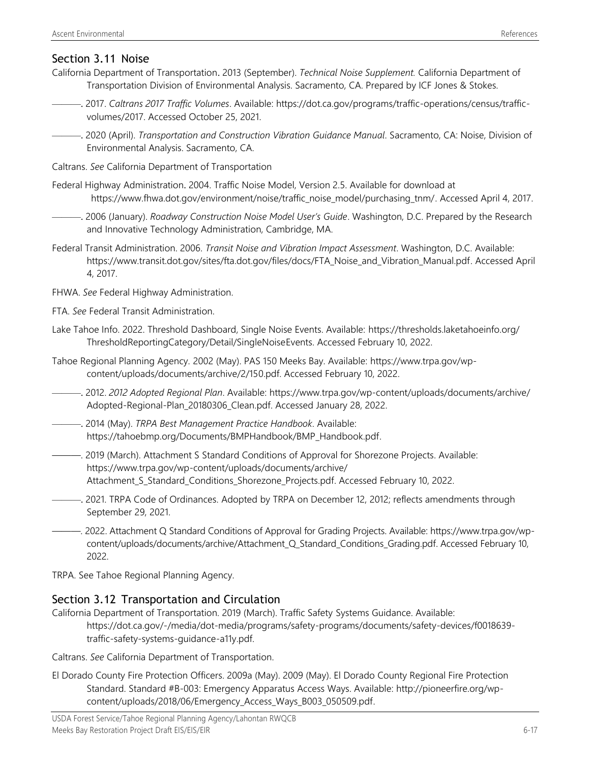## Section 3.11 Noise

California Department of Transportation. 2013 (September). *Technical Noise Supplement.* California Department of Transportation Division of Environmental Analysis. Sacramento, CA. Prepared by ICF Jones & Stokes.

———. 2017. *Caltrans 2017 Traffic Volumes*. Available: https://dot.ca.gov/programs/traffic-operations/census/traffic-volumes/2017. Accessed October 25, 2021.

———. 2020 (April). *Transportation and Construction Vibration Guidance Manual*. Sacramento, CA: Noise, Division of Environmental Analysis. Sacramento, CA.

Caltrans. *See* California Department of Transportation

Federal Highway Administration. 2004. Traffic Noise Model, Version 2.5. Available for download at https://www.fhwa.dot.gov/environment/noise/traffic_noise_model/purchasing_tnm/. Accessed April 4, 2017.

———. 2006 (January). *Roadway Construction Noise Model User's Guide*. Washington, D.C. Prepared by the Research and Innovative Technology Administration, Cambridge, MA.

Federal Transit Administration. 2006. *Transit Noise and Vibration Impact Assessment*. Washington, D.C. Available: https://www.transit.dot.gov/sites/fta.dot.gov/files/docs/FTA_Noise_and_Vibration_Manual.pdf. Accessed April 4, 2017.

FHWA. *See* Federal Highway Administration.

FTA. *See* Federal Transit Administration.

Lake Tahoe Info. 2022. Threshold Dashboard, Single Noise Events. Available: https://thresholds.laketahoeinfo.org/ThresholdReportingCategory/Detail/SingleNoiseEvents. Accessed February 10, 2022.

Tahoe Regional Planning Agency. 2002 (May). PAS 150 Meeks Bay. Available: https://www.trpa.gov/wp-content/uploads/documents/archive/2/150.pdf. Accessed February 10, 2022.

———. 2012. *2012 Adopted Regional Plan*. Available: https://www.trpa.gov/wp-content/uploads/documents/archive/Adopted-Regional-Plan_20180306_Clean.pdf. Accessed January 28, 2022.

———. 2014 (May). *TRPA Best Management Practice Handbook*. Available: https://tahoebmp.org/Documents/BMPHandbook/BMP_Handbook.pdf.

———. 2019 (March). Attachment S Standard Conditions of Approval for Shorezone Projects. Available: https://www.trpa.gov/wp-content/uploads/documents/archive/Attachment_S_Standard_Conditions_Shorezone_Projects.pdf. Accessed February 10, 2022.

———. 2021. TRPA Code of Ordinances. Adopted by TRPA on December 12, 2012; reflects amendments through September 29, 2021.

———. 2022. Attachment Q Standard Conditions of Approval for Grading Projects. Available: https://www.trpa.gov/wp-content/uploads/documents/archive/Attachment_Q_Standard_Conditions_Grading.pdf. Accessed February 10, 2022.

TRPA. See Tahoe Regional Planning Agency.

## Section 3.12 Transportation and Circulation

California Department of Transportation. 2019 (March). Traffic Safety Systems Guidance. Available: https://dot.ca.gov/-/media/dot-media/programs/safety-programs/documents/safety-devices/f0018639-traffic-safety-systems-guidance-a11y.pdf.

Caltrans. *See* California Department of Transportation.

El Dorado County Fire Protection Officers. 2009a (May). 2009 (May). El Dorado County Regional Fire Protection Standard. Standard #B-003: Emergency Apparatus Access Ways. Available: http://pioneerfire.org/wp-content/uploads/2018/06/Emergency_Access_Ways_B003_050509.pdf.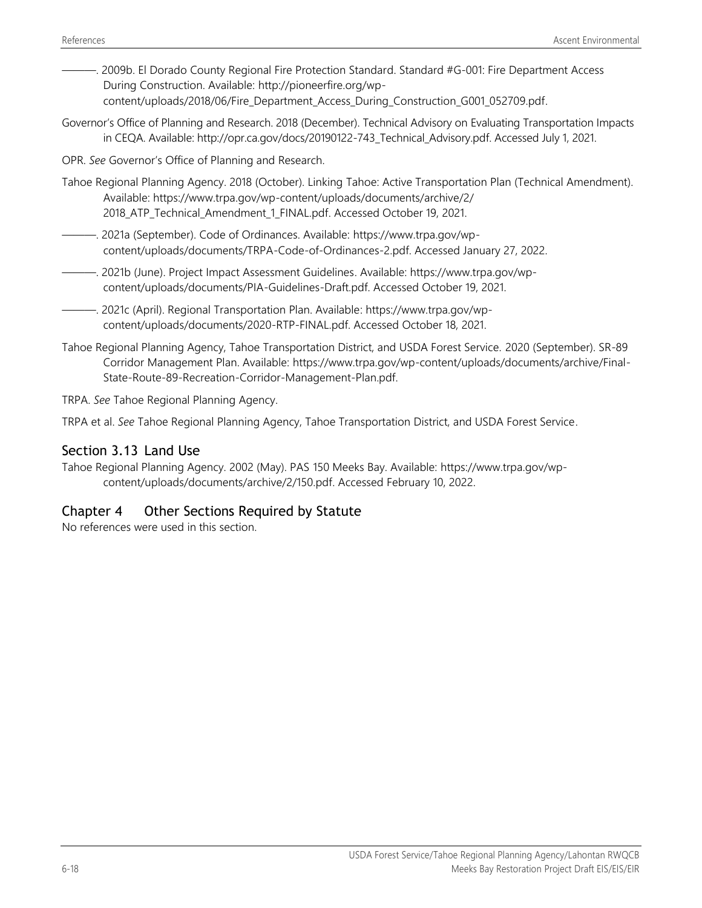———. 2009b. El Dorado County Regional Fire Protection Standard. Standard #G-001: Fire Department Access During Construction. Available: http://pioneerfire.org/wp-content/uploads/2018/06/Fire_Department_Access_During_Construction_G001_052709.pdf.

Governor's Office of Planning and Research. 2018 (December). Technical Advisory on Evaluating Transportation Impacts in CEQA. Available: http://opr.ca.gov/docs/20190122-743_Technical_Advisory.pdf. Accessed July 1, 2021.

OPR. *See* Governor's Office of Planning and Research.

Tahoe Regional Planning Agency. 2018 (October). Linking Tahoe: Active Transportation Plan (Technical Amendment). Available: https://www.trpa.gov/wp-content/uploads/documents/archive/2/2018_ATP_Technical_Amendment_1_FINAL.pdf. Accessed October 19, 2021.

———. 2021a (September). Code of Ordinances. Available: https://www.trpa.gov/wp-content/uploads/documents/TRPA-Code-of-Ordinances-2.pdf. Accessed January 27, 2022.

———. 2021b (June). Project Impact Assessment Guidelines. Available: https://www.trpa.gov/wp-content/uploads/documents/PIA-Guidelines-Draft.pdf. Accessed October 19, 2021.

———. 2021c (April). Regional Transportation Plan. Available: https://www.trpa.gov/wp-content/uploads/documents/2020-RTP-FINAL.pdf. Accessed October 18, 2021.

Tahoe Regional Planning Agency, Tahoe Transportation District, and USDA Forest Service. 2020 (September). SR-89 Corridor Management Plan. Available: https://www.trpa.gov/wp-content/uploads/documents/archive/Final-State-Route-89-Recreation-Corridor-Management-Plan.pdf.

TRPA. *See* Tahoe Regional Planning Agency.

TRPA et al. *See* Tahoe Regional Planning Agency, Tahoe Transportation District, and USDA Forest Service.

## Section 3.13 Land Use

Tahoe Regional Planning Agency. 2002 (May). PAS 150 Meeks Bay. Available: https://www.trpa.gov/wp-content/uploads/documents/archive/2/150.pdf. Accessed February 10, 2022.

## Chapter 4 Other Sections Required by Statute

No references were used in this section.